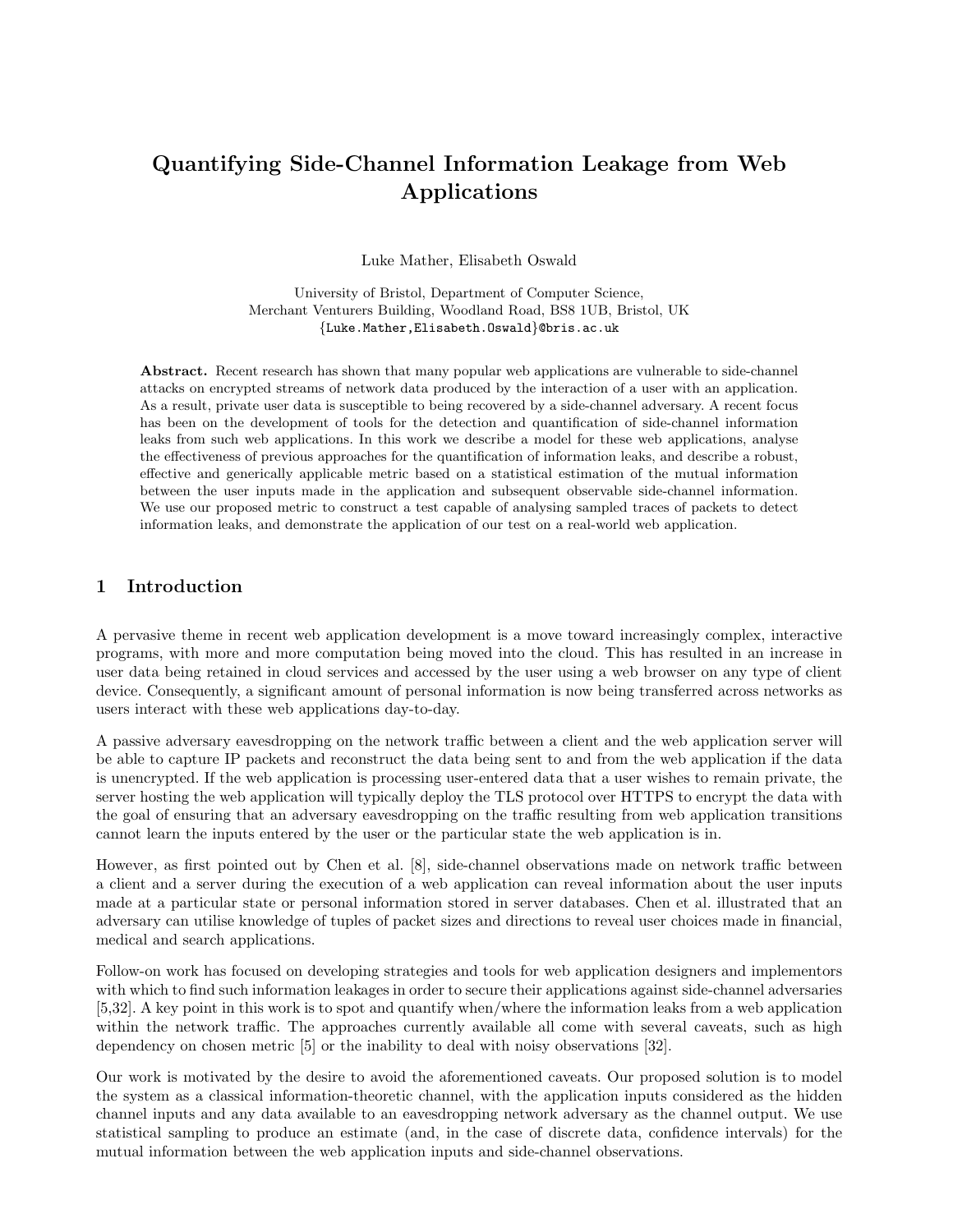# Quantifying Side-Channel Information Leakage from Web Applications

Luke Mather, Elisabeth Oswald

University of Bristol, Department of Computer Science,
Merchant Venturers Building, Woodland Road, BS8 1UB, Bristol, UK
{Luke.Mather,Elisabeth.Oswald}@bris.ac.uk

**Abstract.** Recent research has shown that many popular web applications are vulnerable to side-channel attacks on encrypted streams of network data produced by the interaction of a user with an application. As a result, private user data is susceptible to being recovered by a side-channel adversary. A recent focus has been on the development of tools for the detection and quantification of side-channel information leaks from such web applications. In this work we describe a model for these web applications, analyse the effectiveness of previous approaches for the quantification of information leaks, and describe a robust, effective and generically applicable metric based on a statistical estimation of the mutual information between the user inputs made in the application and subsequent observable side-channel information. We use our proposed metric to construct a test capable of analysing sampled traces of packets to detect information leaks, and demonstrate the application of our test on a real-world web application.

## 1 Introduction

A pervasive theme in recent web application development is a move toward increasingly complex, interactive programs, with more and more computation being moved into the cloud. This has resulted in an increase in user data being retained in cloud services and accessed by the user using a web browser on any type of client device. Consequently, a significant amount of personal information is now being transferred across networks as users interact with these web applications day-to-day.

A passive adversary eavesdropping on the network traffic between a client and the web application server will be able to capture IP packets and reconstruct the data being sent to and from the web application if the data is unencrypted. If the web application is processing user-entered data that a user wishes to remain private, the server hosting the web application will typically deploy the TLS protocol over HTTPS to encrypt the data with the goal of ensuring that an adversary eavesdropping on the traffic resulting from web application transitions cannot learn the inputs entered by the user or the particular state the web application is in.

However, as first pointed out by Chen et al. [8], side-channel observations made on network traffic between a client and a server during the execution of a web application can reveal information about the user inputs made at a particular state or personal information stored in server databases. Chen et al. illustrated that an adversary can utilise knowledge of tuples of packet sizes and directions to reveal user choices made in financial, medical and search applications.

Follow-on work has focused on developing strategies and tools for web application designers and implementors with which to find such information leakages in order to secure their applications against side-channel adversaries [5,32]. A key point in this work is to spot and quantify when/where the information leaks from a web application within the network traffic. The approaches currently available all come with several caveats, such as high dependency on chosen metric [5] or the inability to deal with noisy observations [32].

Our work is motivated by the desire to avoid the aforementioned caveats. Our proposed solution is to model the system as a classical information-theoretic channel, with the application inputs considered as the hidden channel inputs and any data available to an eavesdropping network adversary as the channel output. We use statistical sampling to produce an estimate (and, in the case of discrete data, confidence intervals) for the mutual information between the web application inputs and side-channel observations.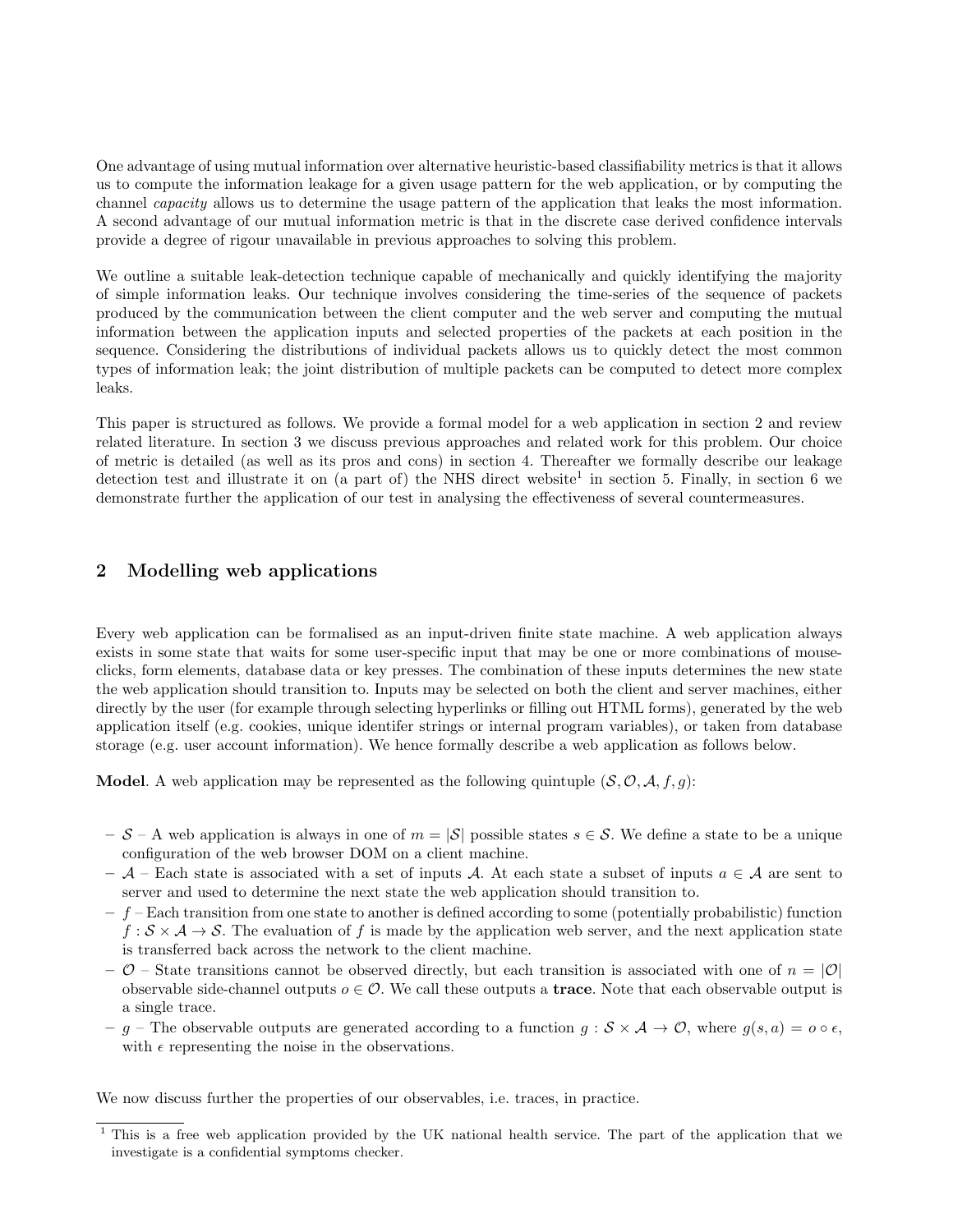One advantage of using mutual information over alternative heuristic-based classifiability metrics is that it allows us to compute the information leakage for a given usage pattern for the web application, or by computing the channel *capacity* allows us to determine the usage pattern of the application that leaks the most information. A second advantage of our mutual information metric is that in the discrete case derived confidence intervals provide a degree of rigour unavailable in previous approaches to solving this problem.

We outline a suitable leak-detection technique capable of mechanically and quickly identifying the majority of simple information leaks. Our technique involves considering the time-series of the sequence of packets produced by the communication between the client computer and the web server and computing the mutual information between the application inputs and selected properties of the packets at each position in the sequence. Considering the distributions of individual packets allows us to quickly detect the most common types of information leak; the joint distribution of multiple packets can be computed to detect more complex leaks.

This paper is structured as follows. We provide a formal model for a web application in section 2 and review related literature. In section 3 we discuss previous approaches and related work for this problem. Our choice of metric is detailed (as well as its pros and cons) in section 4. Thereafter we formally describe our leakage detection test and illustrate it on (a part of) the NHS direct website[1] in section 5. Finally, in section 6 we demonstrate further the application of our test in analysing the effectiveness of several countermeasures.

## 2 Modelling web applications

Every web application can be formalised as an input-driven finite state machine. A web application always exists in some state that waits for some user-specific input that may be one or more combinations of mouse-clicks, form elements, database data or key presses. The combination of these inputs determines the new state the web application should transition to. Inputs may be selected on both the client and server machines, either directly by the user (for example through selecting hyperlinks or filling out HTML forms), generated by the web application itself (e.g. cookies, unique identifer strings or internal program variables), or taken from database storage (e.g. user account information). We hence formally describe a web application as follows below.

**Model**. A web application may be represented as the following quintuple $(\mathcal{S}, \mathcal{O}, \mathcal{A}, f, g)$:

- $\mathcal{S}$ – A web application is always in one of $m = |\mathcal{S}|$ possible states $s \in \mathcal{S}$. We define a state to be a unique configuration of the web browser DOM on a client machine.
- $\mathcal{A}$ – Each state is associated with a set of inputs $\mathcal{A}$. At each state a subset of inputs $a \in \mathcal{A}$ are sent to server and used to determine the next state the web application should transition to.
- $f$ – Each transition from one state to another is defined according to some (potentially probabilistic) function $f : \mathcal{S} \times \mathcal{A} \to \mathcal{S}$. The evaluation of $f$ is made by the application web server, and the next application state is transferred back across the network to the client machine.
- $\mathcal{O}$ – State transitions cannot be observed directly, but each transition is associated with one of $n = |\mathcal{O}|$ observable side-channel outputs $o \in \mathcal{O}$. We call these outputs a **trace**. Note that each observable output is a single trace.
- $g$ – The observable outputs are generated according to a function $g : \mathcal{S} \times \mathcal{A} \to \mathcal{O}$, where $g(s, a) = o \circ \epsilon$, with $\epsilon$ representing the noise in the observations.

We now discuss further the properties of our observables, i.e. traces, in practice.

[1] This is a free web application provided by the UK national health service. The part of the application that we investigate is a confidential symptoms checker.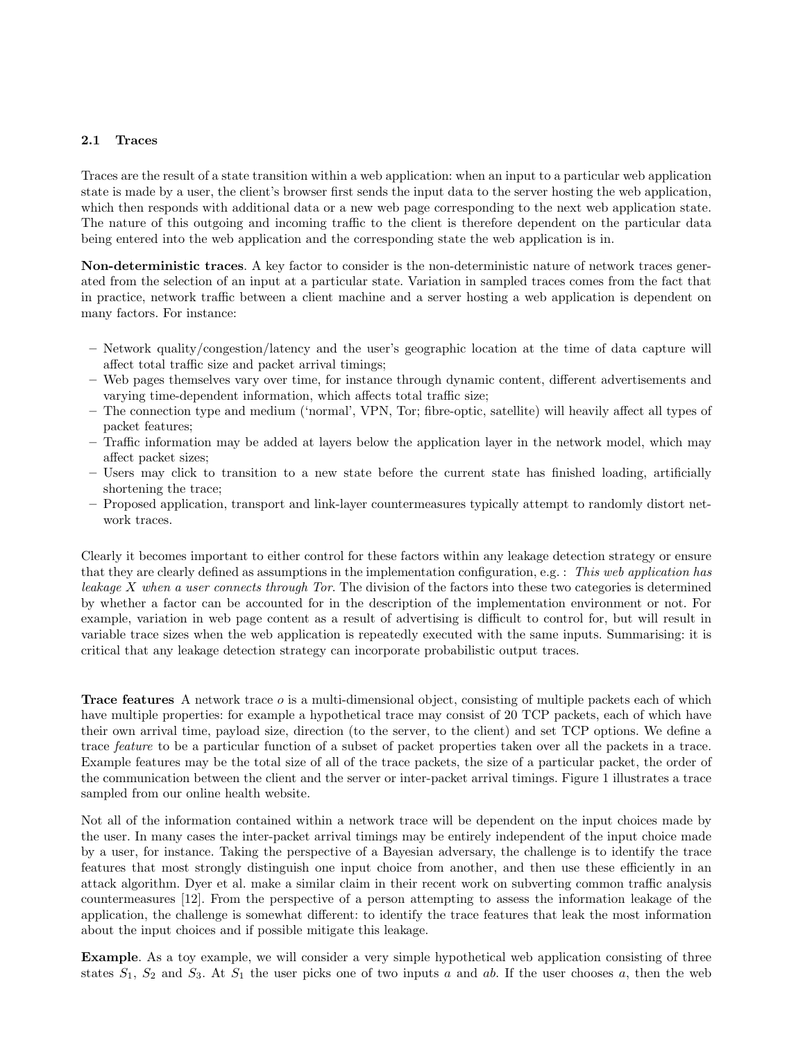### 2.1 Traces

Traces are the result of a state transition within a web application: when an input to a particular web application state is made by a user, the client's browser first sends the input data to the server hosting the web application, which then responds with additional data or a new web page corresponding to the next web application state. The nature of this outgoing and incoming traffic to the client is therefore dependent on the particular data being entered into the web application and the corresponding state the web application is in.

**Non-deterministic traces**. A key factor to consider is the non-deterministic nature of network traces generated from the selection of an input at a particular state. Variation in sampled traces comes from the fact that in practice, network traffic between a client machine and a server hosting a web application is dependent on many factors. For instance:

- Network quality/congestion/latency and the user's geographic location at the time of data capture will affect total traffic size and packet arrival timings;
- Web pages themselves vary over time, for instance through dynamic content, different advertisements and varying time-dependent information, which affects total traffic size;
- The connection type and medium ('normal', VPN, Tor; fibre-optic, satellite) will heavily affect all types of packet features;
- Traffic information may be added at layers below the application layer in the network model, which may affect packet sizes;
- Users may click to transition to a new state before the current state has finished loading, artificially shortening the trace;
- Proposed application, transport and link-layer countermeasures typically attempt to randomly distort network traces.

Clearly it becomes important to either control for these factors within any leakage detection strategy or ensure that they are clearly defined as assumptions in the implementation configuration, e.g. : *This web application has leakage X when a user connects through Tor.* The division of the factors into these two categories is determined by whether a factor can be accounted for in the description of the implementation environment or not. For example, variation in web page content as a result of advertising is difficult to control for, but will result in variable trace sizes when the web application is repeatedly executed with the same inputs. Summarising: it is critical that any leakage detection strategy can incorporate probabilistic output traces.

**Trace features** A network trace $o$ is a multi-dimensional object, consisting of multiple packets each of which have multiple properties: for example a hypothetical trace may consist of 20 TCP packets, each of which have their own arrival time, payload size, direction (to the server, to the client) and set TCP options. We define a trace *feature* to be a particular function of a subset of packet properties taken over all the packets in a trace. Example features may be the total size of all of the trace packets, the size of a particular packet, the order of the communication between the client and the server or inter-packet arrival timings. Figure 1 illustrates a trace sampled from our online health website.

Not all of the information contained within a network trace will be dependent on the input choices made by the user. In many cases the inter-packet arrival timings may be entirely independent of the input choice made by a user, for instance. Taking the perspective of a Bayesian adversary, the challenge is to identify the trace features that most strongly distinguish one input choice from another, and then use these efficiently in an attack algorithm. Dyer et al. make a similar claim in their recent work on subverting common traffic analysis countermeasures [12]. From the perspective of a person attempting to assess the information leakage of the application, the challenge is somewhat different: to identify the trace features that leak the most information about the input choices and if possible mitigate this leakage.

**Example**. As a toy example, we will consider a very simple hypothetical web application consisting of three states $S_1$, $S_2$ and $S_3$. At $S_1$ the user picks one of two inputs $a$ and $ab$. If the user chooses $a$, then the web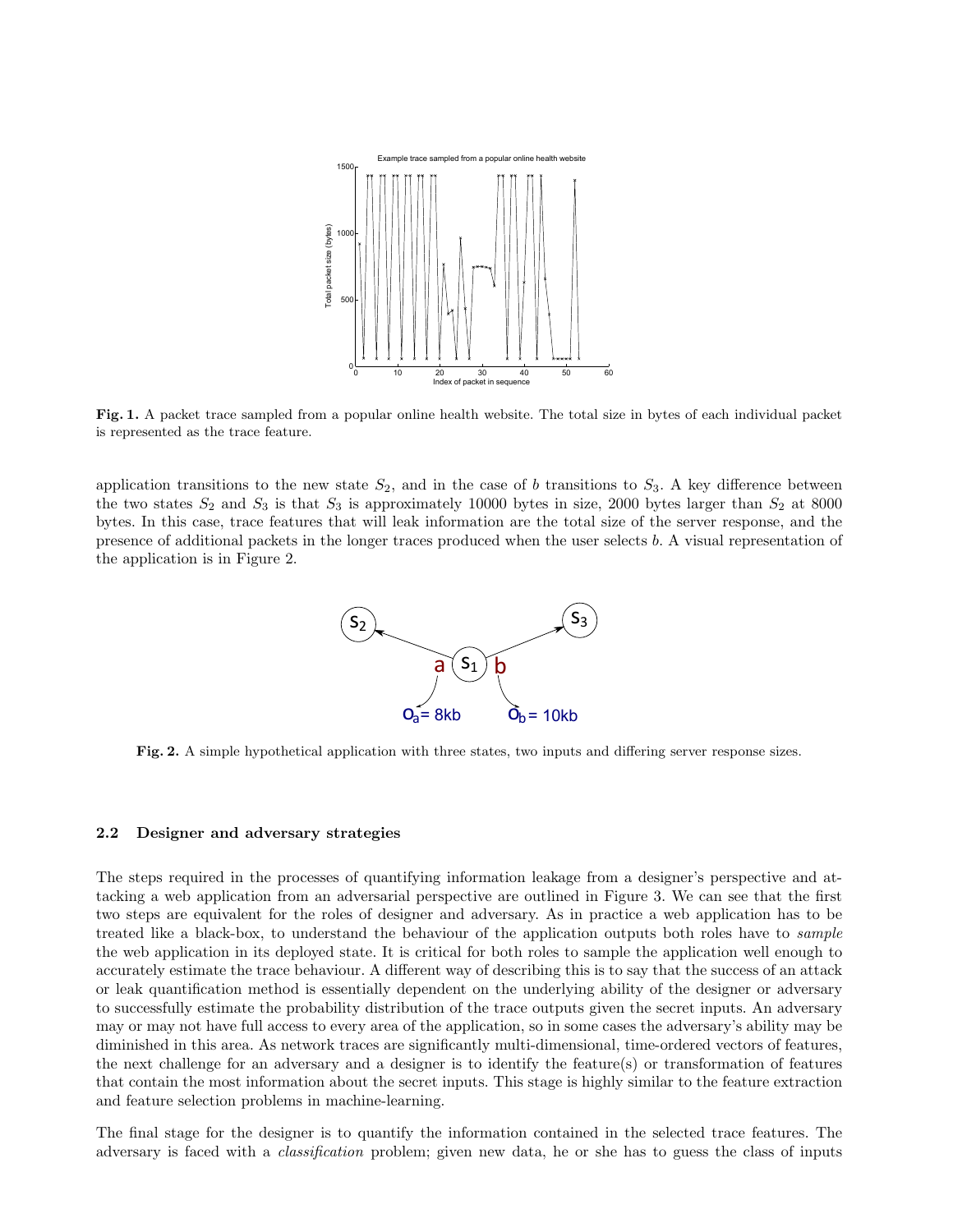**Fig. 1.** A packet trace sampled from a popular online health website. The total size in bytes of each individual packet is represented as the trace feature.

application transitions to the new state $S_2$, and in the case of $b$ transitions to $S_3$. A key difference between the two states $S_2$ and $S_3$ is that $S_3$ is approximately 10000 bytes in size, 2000 bytes larger than $S_2$ at 8000 bytes. In this case, trace features that will leak information are the total size of the server response, and the presence of additional packets in the longer traces produced when the user selects $b$. A visual representation of the application is in Figure 2.

**Fig. 2.** A simple hypothetical application with three states, two inputs and differing server response sizes.

### 2.2 Designer and adversary strategies

The steps required in the processes of quantifying information leakage from a designer's perspective and attacking a web application from an adversarial perspective are outlined in Figure 3. We can see that the first two steps are equivalent for the roles of designer and adversary. As in practice a web application has to be treated like a black-box, to understand the behaviour of the application outputs both roles have to *sample* the web application in its deployed state. It is critical for both roles to sample the application well enough to accurately estimate the trace behaviour. A different way of describing this is to say that the success of an attack or leak quantification method is essentially dependent on the underlying ability of the designer or adversary to successfully estimate the probability distribution of the trace outputs given the secret inputs. An adversary may or may not have full access to every area of the application, so in some cases the adversary's ability may be diminished in this area. As network traces are significantly multi-dimensional, time-ordered vectors of features, the next challenge for an adversary and a designer is to identify the feature(s) or transformation of features that contain the most information about the secret inputs. This stage is highly similar to the feature extraction and feature selection problems in machine-learning.

The final stage for the designer is to quantify the information contained in the selected trace features. The adversary is faced with a *classification* problem; given new data, he or she has to guess the class of inputs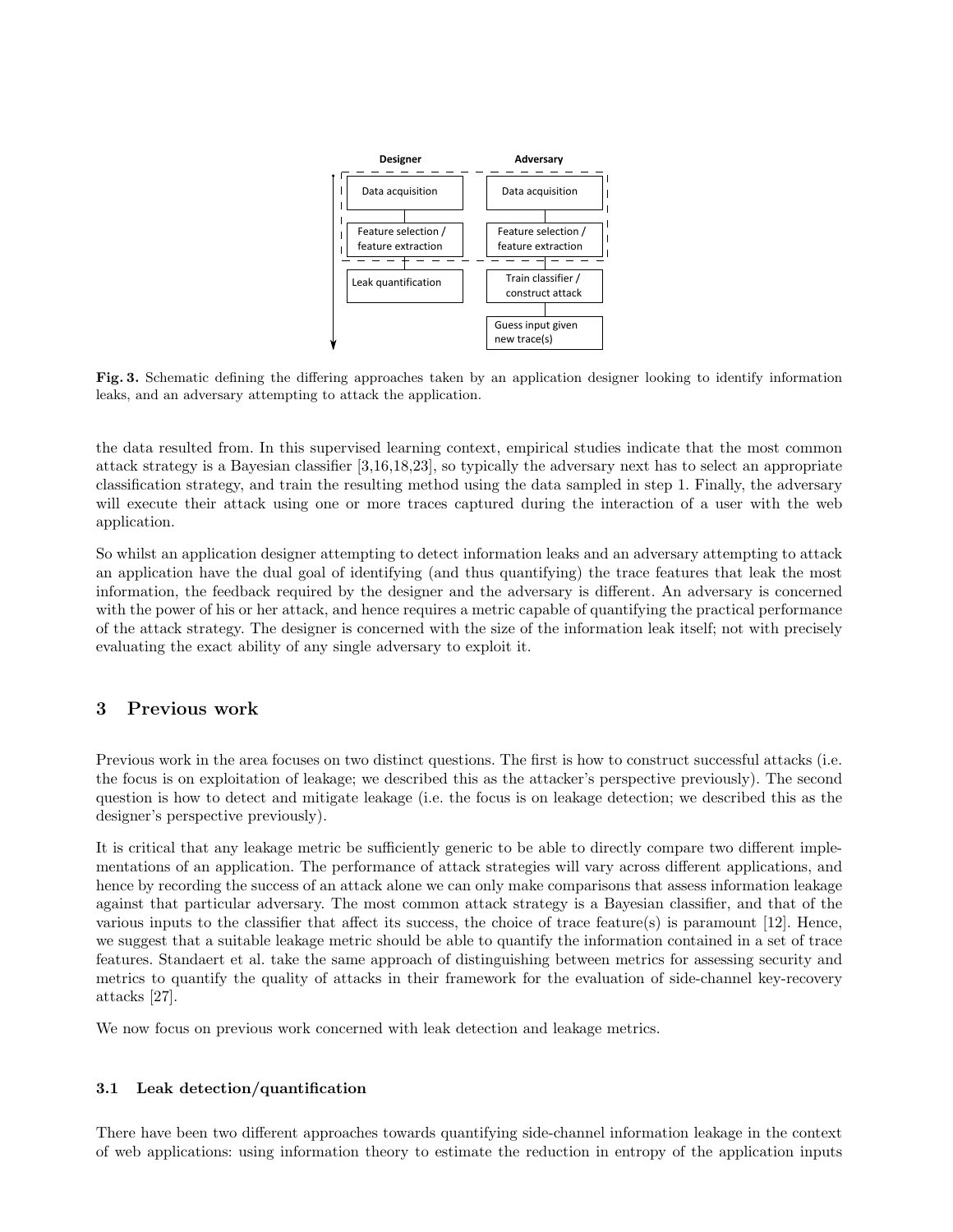Fig. 3. Schematic defining the differing approaches taken by an application designer looking to identify information leaks, and an adversary attempting to attack the application.

the data resulted from. In this supervised learning context, empirical studies indicate that the most common attack strategy is a Bayesian classifier [3,16,18,23], so typically the adversary next has to select an appropriate classification strategy, and train the resulting method using the data sampled in step 1. Finally, the adversary will execute their attack using one or more traces captured during the interaction of a user with the web application.

So whilst an application designer attempting to detect information leaks and an adversary attempting to attack an application have the dual goal of identifying (and thus quantifying) the trace features that leak the most information, the feedback required by the designer and the adversary is different. An adversary is concerned with the power of his or her attack, and hence requires a metric capable of quantifying the practical performance of the attack strategy. The designer is concerned with the size of the information leak itself; not with precisely evaluating the exact ability of any single adversary to exploit it.

## 3 Previous work

Previous work in the area focuses on two distinct questions. The first is how to construct successful attacks (i.e. the focus is on exploitation of leakage; we described this as the attacker's perspective previously). The second question is how to detect and mitigate leakage (i.e. the focus is on leakage detection; we described this as the designer's perspective previously).

It is critical that any leakage metric be sufficiently generic to be able to directly compare two different implementations of an application. The performance of attack strategies will vary across different applications, and hence by recording the success of an attack alone we can only make comparisons that assess information leakage against that particular adversary. The most common attack strategy is a Bayesian classifier, and that of the various inputs to the classifier that affect its success, the choice of trace feature(s) is paramount [12]. Hence, we suggest that a suitable leakage metric should be able to quantify the information contained in a set of trace features. Standaert et al. take the same approach of distinguishing between metrics for assessing security and metrics to quantify the quality of attacks in their framework for the evaluation of side-channel key-recovery attacks [27].

We now focus on previous work concerned with leak detection and leakage metrics.

### 3.1 Leak detection/quantification

There have been two different approaches towards quantifying side-channel information leakage in the context of web applications: using information theory to estimate the reduction in entropy of the application inputs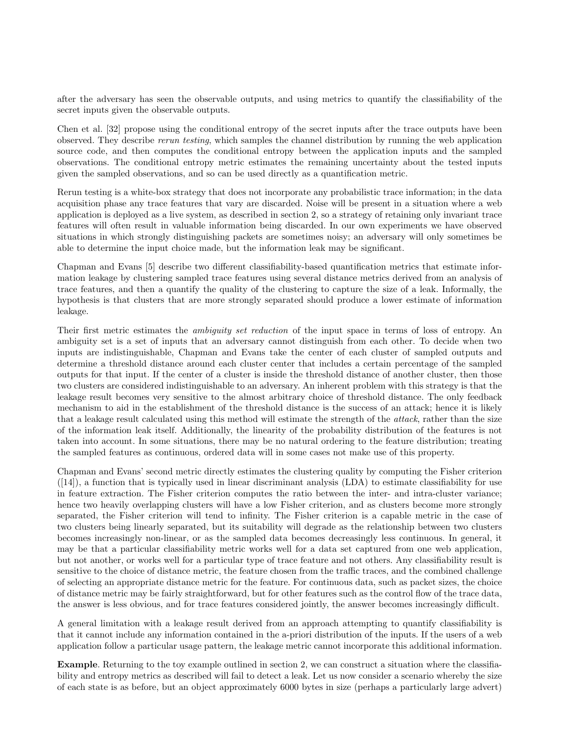after the adversary has seen the observable outputs, and using metrics to quantify the classifiability of the secret inputs given the observable outputs.

Chen et al. [32] propose using the conditional entropy of the secret inputs after the trace outputs have been observed. They describe *rerun testing*, which samples the channel distribution by running the web application source code, and then computes the conditional entropy between the application inputs and the sampled observations. The conditional entropy metric estimates the remaining uncertainty about the tested inputs given the sampled observations, and so can be used directly as a quantification metric.

Rerun testing is a white-box strategy that does not incorporate any probabilistic trace information; in the data acquisition phase any trace features that vary are discarded. Noise will be present in a situation where a web application is deployed as a live system, as described in section 2, so a strategy of retaining only invariant trace features will often result in valuable information being discarded. In our own experiments we have observed situations in which strongly distinguishing packets are sometimes noisy; an adversary will only sometimes be able to determine the input choice made, but the information leak may be significant.

Chapman and Evans [5] describe two different classifiability-based quantification metrics that estimate information leakage by clustering sampled trace features using several distance metrics derived from an analysis of trace features, and then a quantify the quality of the clustering to capture the size of a leak. Informally, the hypothesis is that clusters that are more strongly separated should produce a lower estimate of information leakage.

Their first metric estimates the *ambiguity set reduction* of the input space in terms of loss of entropy. An ambiguity set is a set of inputs that an adversary cannot distinguish from each other. To decide when two inputs are indistinguishable, Chapman and Evans take the center of each cluster of sampled outputs and determine a threshold distance around each cluster center that includes a certain percentage of the sampled outputs for that input. If the center of a cluster is inside the threshold distance of another cluster, then those two clusters are considered indistinguishable to an adversary. An inherent problem with this strategy is that the leakage result becomes very sensitive to the almost arbitrary choice of threshold distance. The only feedback mechanism to aid in the establishment of the threshold distance is the success of an attack; hence it is likely that a leakage result calculated using this method will estimate the strength of the *attack*, rather than the size of the information leak itself. Additionally, the linearity of the probability distribution of the features is not taken into account. In some situations, there may be no natural ordering to the feature distribution; treating the sampled features as continuous, ordered data will in some cases not make use of this property.

Chapman and Evans' second metric directly estimates the clustering quality by computing the Fisher criterion ([14]), a function that is typically used in linear discriminant analysis (LDA) to estimate classifiability for use in feature extraction. The Fisher criterion computes the ratio between the inter- and intra-cluster variance; hence two heavily overlapping clusters will have a low Fisher criterion, and as clusters become more strongly separated, the Fisher criterion will tend to infinity. The Fisher criterion is a capable metric in the case of two clusters being linearly separated, but its suitability will degrade as the relationship between two clusters becomes increasingly non-linear, or as the sampled data becomes decreasingly less continuous. In general, it may be that a particular classifiability metric works well for a data set captured from one web application, but not another, or works well for a particular type of trace feature and not others. Any classifiability result is sensitive to the choice of distance metric, the feature chosen from the traffic traces, and the combined challenge of selecting an appropriate distance metric for the feature. For continuous data, such as packet sizes, the choice of distance metric may be fairly straightforward, but for other features such as the control flow of the trace data, the answer is less obvious, and for trace features considered jointly, the answer becomes increasingly difficult.

A general limitation with a leakage result derived from an approach attempting to quantify classifiability is that it cannot include any information contained in the a-priori distribution of the inputs. If the users of a web application follow a particular usage pattern, the leakage metric cannot incorporate this additional information.

**Example**. Returning to the toy example outlined in section 2, we can construct a situation where the classifiability and entropy metrics as described will fail to detect a leak. Let us now consider a scenario whereby the size of each state is as before, but an object approximately 6000 bytes in size (perhaps a particularly large advert)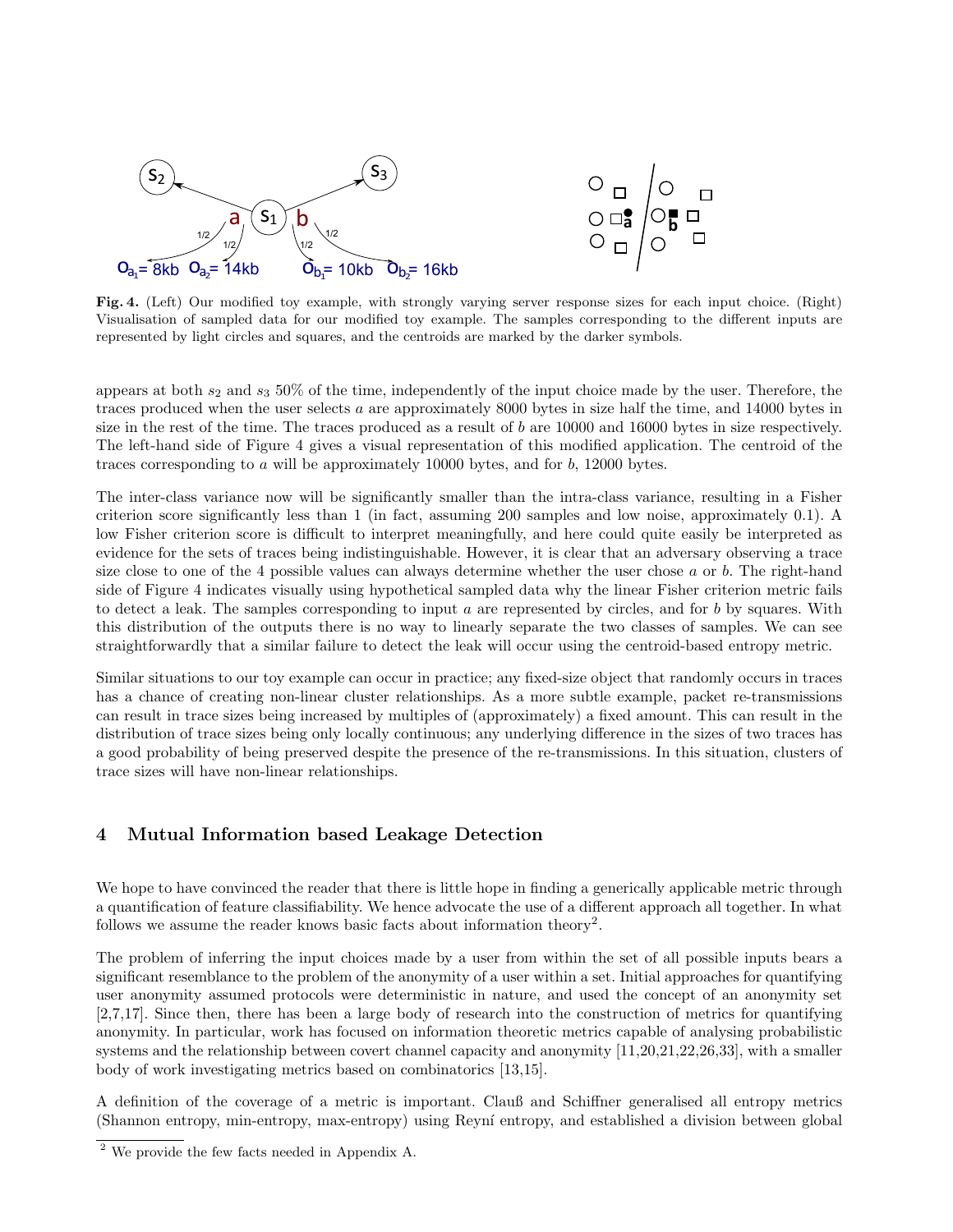Fig. 4. (Left) Our modified toy example, with strongly varying server response sizes for each input choice. (Right) Visualisation of sampled data for our modified toy example. The samples corresponding to the different inputs are represented by light circles and squares, and the centroids are marked by the darker symbols.

appears at both $s_2$ and $s_3$ 50% of the time, independently of the input choice made by the user. Therefore, the traces produced when the user selects $a$ are approximately 8000 bytes in size half the time, and 14000 bytes in size in the rest of the time. The traces produced as a result of $b$ are 10000 and 16000 bytes in size respectively. The left-hand side of Figure 4 gives a visual representation of this modified application. The centroid of the traces corresponding to $a$ will be approximately 10000 bytes, and for $b$, 12000 bytes.

The inter-class variance now will be significantly smaller than the intra-class variance, resulting in a Fisher criterion score significantly less than 1 (in fact, assuming 200 samples and low noise, approximately 0.1). A low Fisher criterion score is difficult to interpret meaningfully, and here could quite easily be interpreted as evidence for the sets of traces being indistinguishable. However, it is clear that an adversary observing a trace size close to one of the 4 possible values can always determine whether the user chose $a$ or $b$. The right-hand side of Figure 4 indicates visually using hypothetical sampled data why the linear Fisher criterion metric fails to detect a leak. The samples corresponding to input $a$ are represented by circles, and for $b$ by squares. With this distribution of the outputs there is no way to linearly separate the two classes of samples. We can see straightforwardly that a similar failure to detect the leak will occur using the centroid-based entropy metric.

Similar situations to our toy example can occur in practice; any fixed-size object that randomly occurs in traces has a chance of creating non-linear cluster relationships. As a more subtle example, packet re-transmissions can result in trace sizes being increased by multiples of (approximately) a fixed amount. This can result in the distribution of trace sizes being only locally continuous; any underlying difference in the sizes of two traces has a good probability of being preserved despite the presence of the re-transmissions. In this situation, clusters of trace sizes will have non-linear relationships.

## 4 Mutual Information based Leakage Detection

We hope to have convinced the reader that there is little hope in finding a generically applicable metric through a quantification of feature classifiability. We hence advocate the use of a different approach all together. In what follows we assume the reader knows basic facts about information theory[2].

The problem of inferring the input choices made by a user from within the set of all possible inputs bears a significant resemblance to the problem of the anonymity of a user within a set. Initial approaches for quantifying user anonymity assumed protocols were deterministic in nature, and used the concept of an anonymity set [2,7,17]. Since then, there has been a large body of research into the construction of metrics for quantifying anonymity. In particular, work has focused on information theoretic metrics capable of analysing probabilistic systems and the relationship between covert channel capacity and anonymity [11,20,21,22,26,33], with a smaller body of work investigating metrics based on combinatorics [13,15].

A definition of the coverage of a metric is important. Clauß and Schiffner generalised all entropy metrics (Shannon entropy, min-entropy, max-entropy) using Reyní entropy, and established a division between global

[2] We provide the few facts needed in Appendix A.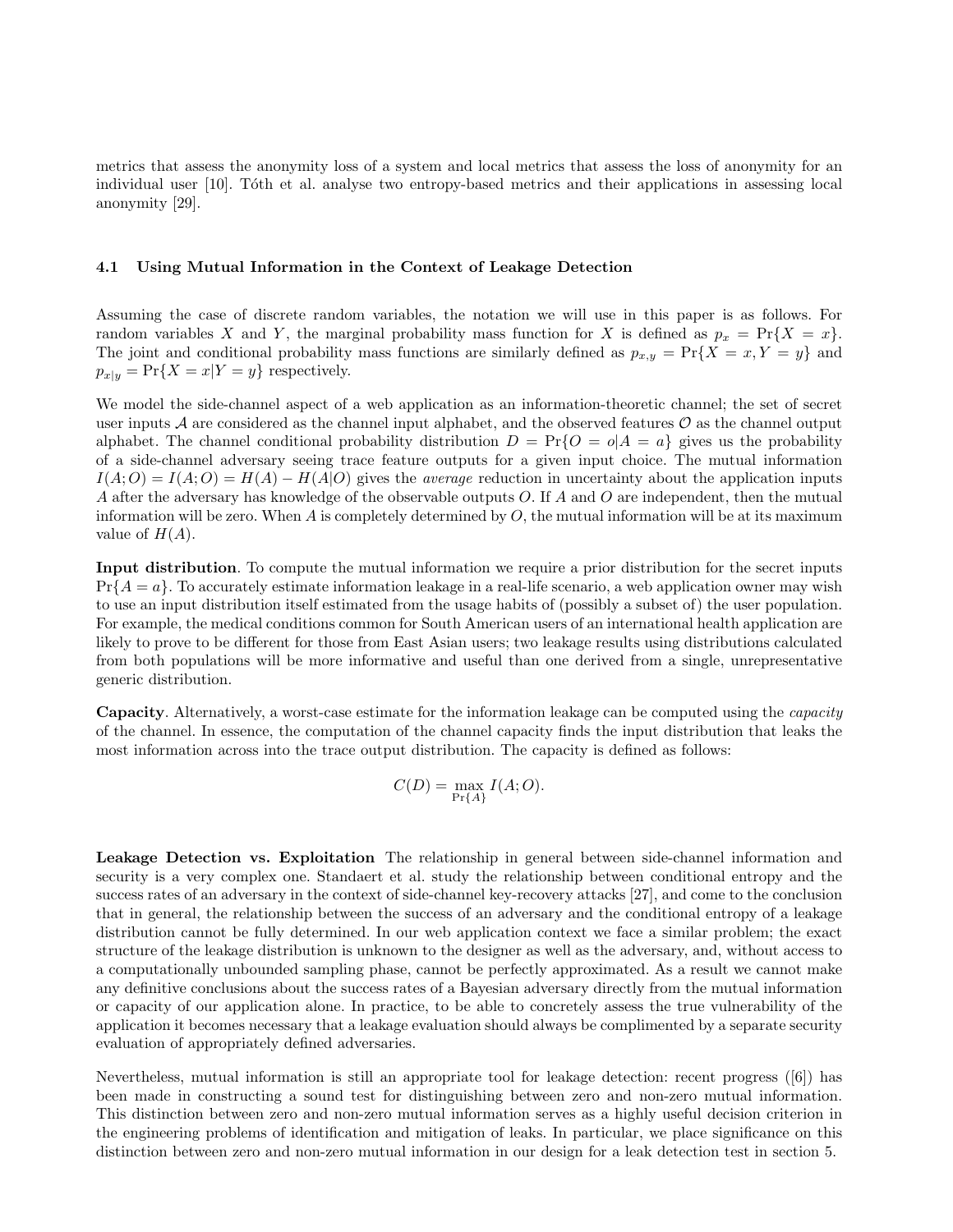metrics that assess the anonymity loss of a system and local metrics that assess the loss of anonymity for an individual user [10]. Tóth et al. analyse two entropy-based metrics and their applications in assessing local anonymity [29].

### 4.1 Using Mutual Information in the Context of Leakage Detection

Assuming the case of discrete random variables, the notation we will use in this paper is as follows. For random variables $X$ and $Y$, the marginal probability mass function for $X$ is defined as $p_x = \Pr\{X = x\}$. The joint and conditional probability mass functions are similarly defined as $p_{x,y} = \Pr\{X = x, Y = y\}$ and $p_{x|y} = \Pr\{X = x|Y = y\}$ respectively.

We model the side-channel aspect of a web application as an information-theoretic channel; the set of secret user inputs $\mathcal{A}$ are considered as the channel input alphabet, and the observed features $\mathcal{O}$ as the channel output alphabet. The channel conditional probability distribution $D = \Pr\{O = o|A = a\}$ gives us the probability of a side-channel adversary seeing trace feature outputs for a given input choice. The mutual information $I(A;O) = I(A;O) = H(A) - H(A|O)$ gives the *average* reduction in uncertainty about the application inputs $A$ after the adversary has knowledge of the observable outputs $O$. If $A$ and $O$ are independent, then the mutual information will be zero. When $A$ is completely determined by $O$, the mutual information will be at its maximum value of $H(A)$.

**Input distribution**. To compute the mutual information we require a prior distribution for the secret inputs $\Pr\{A = a\}$. To accurately estimate information leakage in a real-life scenario, a web application owner may wish to use an input distribution itself estimated from the usage habits of (possibly a subset of) the user population. For example, the medical conditions common for South American users of an international health application are likely to prove to be different for those from East Asian users; two leakage results using distributions calculated from both populations will be more informative and useful than one derived from a single, unrepresentative generic distribution.

**Capacity**. Alternatively, a worst-case estimate for the information leakage can be computed using the *capacity* of the channel. In essence, the computation of the channel capacity finds the input distribution that leaks the most information across into the trace output distribution. The capacity is defined as follows:

$$C(D) = \max_{\Pr\{A\}} I(A;O).$$

**Leakage Detection vs. Exploitation** The relationship in general between side-channel information and security is a very complex one. Standaert et al. study the relationship between conditional entropy and the success rates of an adversary in the context of side-channel key-recovery attacks [27], and come to the conclusion that in general, the relationship between the success of an adversary and the conditional entropy of a leakage distribution cannot be fully determined. In our web application context we face a similar problem; the exact structure of the leakage distribution is unknown to the designer as well as the adversary, and, without access to a computationally unbounded sampling phase, cannot be perfectly approximated. As a result we cannot make any definitive conclusions about the success rates of a Bayesian adversary directly from the mutual information or capacity of our application alone. In practice, to be able to concretely assess the true vulnerability of the application it becomes necessary that a leakage evaluation should always be complimented by a separate security evaluation of appropriately defined adversaries.

Nevertheless, mutual information is still an appropriate tool for leakage detection: recent progress ([6]) has been made in constructing a sound test for distinguishing between zero and non-zero mutual information. This distinction between zero and non-zero mutual information serves as a highly useful decision criterion in the engineering problems of identification and mitigation of leaks. In particular, we place significance on this distinction between zero and non-zero mutual information in our design for a leak detection test in section 5.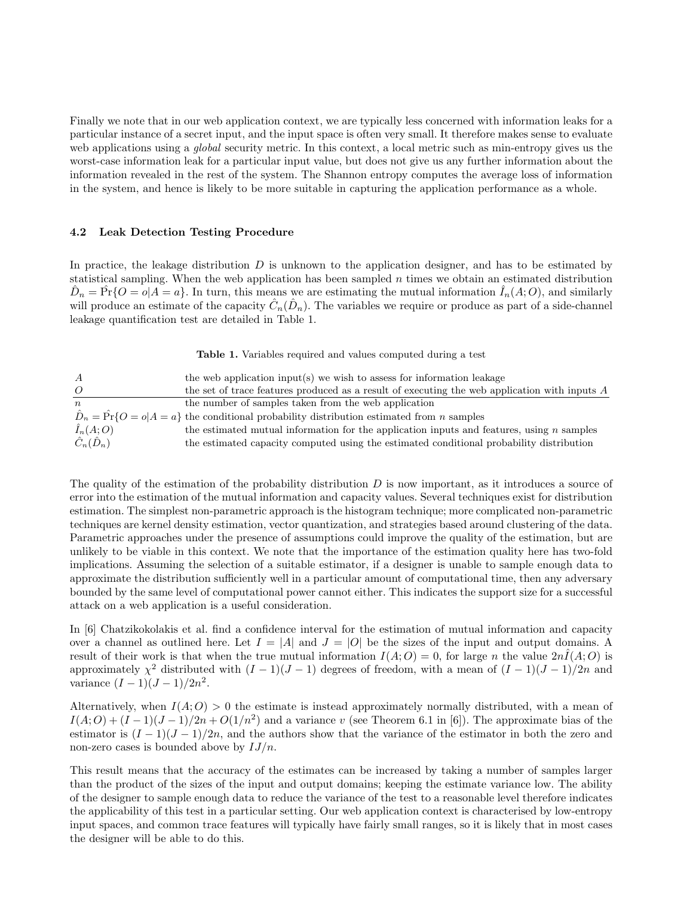Finally we note that in our web application context, we are typically less concerned with information leaks for a particular instance of a secret input, and the input space is often very small. It therefore makes sense to evaluate web applications using a *global* security metric. In this context, a local metric such as min-entropy gives us the worst-case information leak for a particular input value, but does not give us any further information about the information revealed in the rest of the system. The Shannon entropy computes the average loss of information in the system, and hence is likely to be more suitable in capturing the application performance as a whole.

### 4.2 Leak Detection Testing Procedure

In practice, the leakage distribution $D$ is unknown to the application designer, and has to be estimated by statistical sampling. When the web application has been sampled $n$ times we obtain an estimated distribution $\hat{D}_n = \hat{\Pr}\{O = o|A = a\}$. In turn, this means we are estimating the mutual information $\hat{I}_n(A;O)$, and similarly will produce an estimate of the capacity $\hat{C}_n(\hat{D}_n)$. The variables we require or produce as part of a side-channel leakage quantification test are detailed in Table 1.

**Table 1.** Variables required and values computed during a test

| | |
|---|---|
| $A$ | the web application input(s) we wish to assess for information leakage |
| $O$ | the set of trace features produced as a result of executing the web application with inputs $A$ |
| $n$ | the number of samples taken from the web application |
| $\hat{D}_n = \hat{\Pr}\{O = o\|A = a\}$ | the conditional probability distribution estimated from $n$ samples |
| $\hat{I}_n(A;O)$ | the estimated mutual information for the application inputs and features, using $n$ samples |
| $\hat{C}_n(\hat{D}_n)$ | the estimated capacity computed using the estimated conditional probability distribution |

The quality of the estimation of the probability distribution $D$ is now important, as it introduces a source of error into the estimation of the mutual information and capacity values. Several techniques exist for distribution estimation. The simplest non-parametric approach is the histogram technique; more complicated non-parametric techniques are kernel density estimation, vector quantization, and strategies based around clustering of the data. Parametric approaches under the presence of assumptions could improve the quality of the estimation, but are unlikely to be viable in this context. We note that the importance of the estimation quality here has two-fold implications. Assuming the selection of a suitable estimator, if a designer is unable to sample enough data to approximate the distribution sufficiently well in a particular amount of computational time, then any adversary bounded by the same level of computational power cannot either. This indicates the support size for a successful attack on a web application is a useful consideration.

In [6] Chatzikokolakis et al. find a confidence interval for the estimation of mutual information and capacity over a channel as outlined here. Let $I = |A|$ and $J = |O|$ be the sizes of the input and output domains. A result of their work is that when the true mutual information $I(A;O) = 0$, for large $n$ the value $2n\hat{I}(A;O)$ is approximately $\chi^2$ distributed with $(I-1)(J-1)$ degrees of freedom, with a mean of $(I-1)(J-1)/2n$ and variance $(I-1)(J-1)/2n^2$.

Alternatively, when $I(A;O) > 0$ the estimate is instead approximately normally distributed, with a mean of $I(A;O) + (I-1)(J-1)/2n + O(1/n^2)$ and a variance $v$ (see Theorem 6.1 in [6]). The approximate bias of the estimator is $(I-1)(J-1)/2n$, and the authors show that the variance of the estimator in both the zero and non-zero cases is bounded above by $IJ/n$.

This result means that the accuracy of the estimates can be increased by taking a number of samples larger than the product of the sizes of the input and output domains; keeping the estimate variance low. The ability of the designer to sample enough data to reduce the variance of the test to a reasonable level therefore indicates the applicability of this test in a particular setting. Our web application context is characterised by low-entropy input spaces, and common trace features will typically have fairly small ranges, so it is likely that in most cases the designer will be able to do this.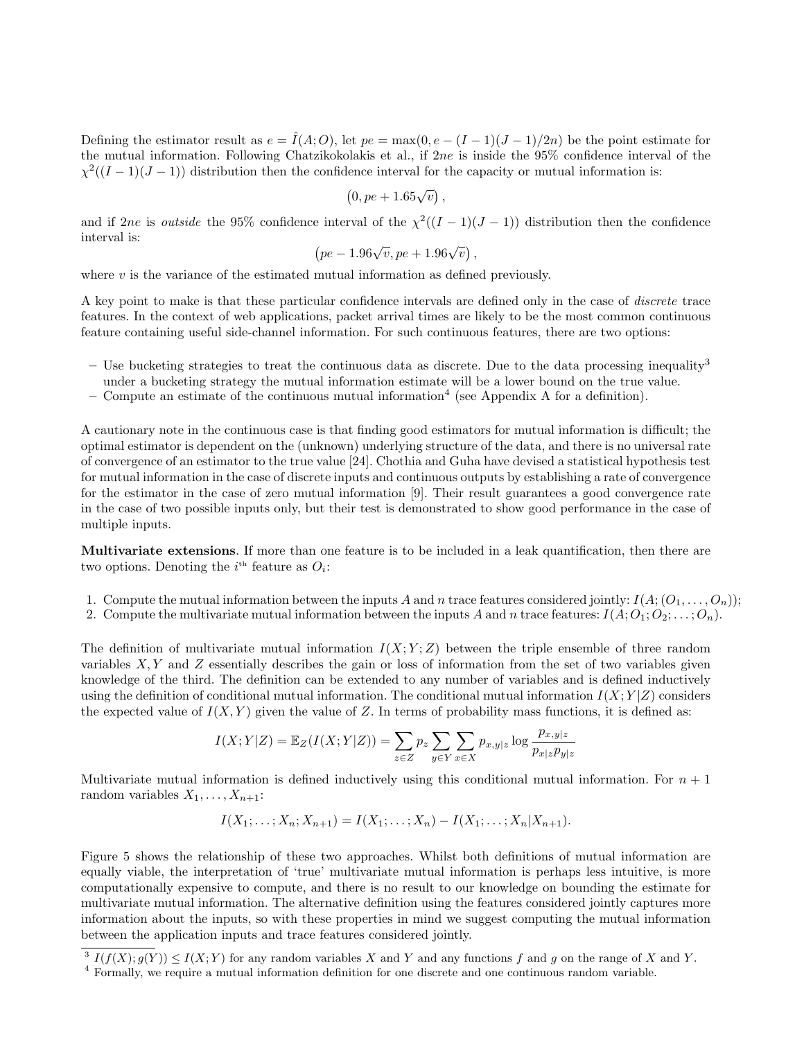Defining the estimator result as $e = \hat{I}(A; O)$, let $pe = \max(0, e - (I-1)(J-1)/2n)$ be the point estimate for the mutual information. Following Chatzikokolakis et al., if $2ne$ is inside the 95% confidence interval of the $\chi^2((I-1)(J-1))$ distribution then the confidence interval for the capacity or mutual information is:

$$\left(0, pe + 1.65\sqrt{v}\right),$$

and if $2ne$ is *outside* the 95% confidence interval of the $\chi^2((I-1)(J-1))$ distribution then the confidence interval is:

$$\left(pe - 1.96\sqrt{v}, pe + 1.96\sqrt{v}\right),$$

where $v$ is the variance of the estimated mutual information as defined previously.

A key point to make is that these particular confidence intervals are defined only in the case of *discrete* trace features. In the context of web applications, packet arrival times are likely to be the most common continuous feature containing useful side-channel information. For such continuous features, there are two options:

- Use bucketing strategies to treat the continuous data as discrete. Due to the data processing inequality[3] under a bucketing strategy the mutual information estimate will be a lower bound on the true value.
- Compute an estimate of the continuous mutual information[4] (see Appendix A for a definition).

A cautionary note in the continuous case is that finding good estimators for mutual information is difficult; the optimal estimator is dependent on the (unknown) underlying structure of the data, and there is no universal rate of convergence of an estimator to the true value [24]. Chothia and Guha have devised a statistical hypothesis test for mutual information in the case of discrete inputs and continuous outputs by establishing a rate of convergence for the estimator in the case of zero mutual information [9]. Their result guarantees a good convergence rate in the case of two possible inputs only, but their test is demonstrated to show good performance in the case of multiple inputs.

**Multivariate extensions**. If more than one feature is to be included in a leak quantification, then there are two options. Denoting the $i^{\text{th}}$ feature as $O_i$:

1. Compute the mutual information between the inputs $A$ and $n$ trace features considered jointly: $I(A; (O_1, \ldots, O_n))$;
2. Compute the multivariate mutual information between the inputs $A$ and $n$ trace features: $I(A; O_1; O_2; \ldots; O_n)$.

The definition of multivariate mutual information $I(X; Y; Z)$ between the triple ensemble of three random variables $X, Y$ and $Z$ essentially describes the gain or loss of information from the set of two variables given knowledge of the third. The definition can be extended to any number of variables and is defined inductively using the definition of conditional mutual information. The conditional mutual information $I(X; Y|Z)$ considers the expected value of $I(X, Y)$ given the value of $Z$. In terms of probability mass functions, it is defined as:

$$I(X; Y|Z) = \mathbb{E}_Z(I(X; Y|Z)) = \sum_{z \in Z} p_z \sum_{y \in Y} \sum_{x \in X} p_{x,y|z} \log \frac{p_{x,y|z}}{p_{x|z} p_{y|z}}$$

Multivariate mutual information is defined inductively using this conditional mutual information. For $n+1$ random variables $X_1, \ldots, X_{n+1}$:

$$I(X_1; \ldots; X_n; X_{n+1}) = I(X_1; \ldots; X_n) - I(X_1; \ldots; X_n | X_{n+1}).$$

Figure 5 shows the relationship of these two approaches. Whilst both definitions of mutual information are equally viable, the interpretation of 'true' multivariate mutual information is perhaps less intuitive, is more computationally expensive to compute, and there is no result to our knowledge on bounding the estimate for multivariate mutual information. The alternative definition using the features considered jointly captures more information about the inputs, so with these properties in mind we suggest computing the mutual information between the application inputs and trace features considered jointly.

[3] $I(f(X); g(Y)) \leq I(X; Y)$ for any random variables $X$ and $Y$ and any functions $f$ and $g$ on the range of $X$ and $Y$.

[4] Formally, we require a mutual information definition for one discrete and one continuous random variable.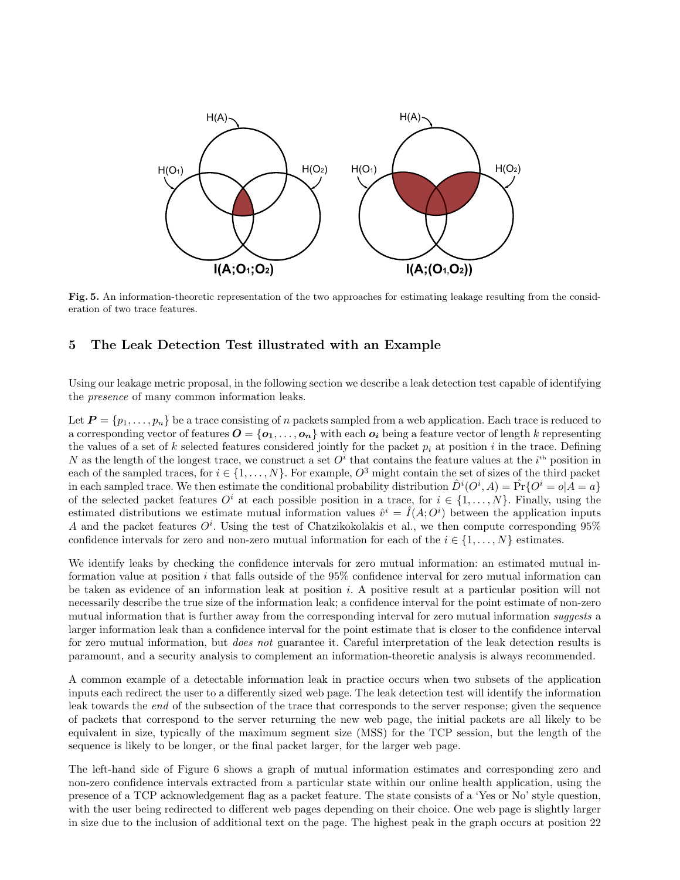Fig. 5. An information-theoretic representation of the two approaches for estimating leakage resulting from the consideration of two trace features.

## 5 The Leak Detection Test illustrated with an Example

Using our leakage metric proposal, in the following section we describe a leak detection test capable of identifying the *presence* of many common information leaks.

Let $\boldsymbol{P} = \{p_1, \ldots, p_n\}$ be a trace consisting of $n$ packets sampled from a web application. Each trace is reduced to a corresponding vector of features $\boldsymbol{O} = \{\boldsymbol{o_1}, \ldots, \boldsymbol{o_n}\}$ with each $\boldsymbol{o_i}$ being a feature vector of length $k$ representing the values of a set of $k$ selected features considered jointly for the packet $p_i$ at position $i$ in the trace. Defining $N$ as the length of the longest trace, we construct a set $O^i$ that contains the feature values at the $i^{\text{th}}$ position in each of the sampled traces, for $i \in \{1, \ldots, N\}$. For example, $O^3$ might contain the set of sizes of the third packet in each sampled trace. We then estimate the conditional probability distribution $\hat{D}^i(O^i, A) = \hat{\Pr}\{O^i = o | A = a\}$ of the selected packet features $O^i$ at each possible position in a trace, for $i \in \{1, \ldots, N\}$. Finally, using the estimated distributions we estimate mutual information values $\hat{v}^i = \hat{I}(A; O^i)$ between the application inputs $A$ and the packet features $O^i$. Using the test of Chatzikokolakis et al., we then compute corresponding 95% confidence intervals for zero and non-zero mutual information for each of the $i \in \{1, \ldots, N\}$ estimates.

We identify leaks by checking the confidence intervals for zero mutual information: an estimated mutual information value at position $i$ that falls outside of the 95% confidence interval for zero mutual information can be taken as evidence of an information leak at position $i$. A positive result at a particular position will not necessarily describe the true size of the information leak; a confidence interval for the point estimate of non-zero mutual information that is further away from the corresponding interval for zero mutual information *suggests* a larger information leak than a confidence interval for the point estimate that is closer to the confidence interval for zero mutual information, but *does not* guarantee it. Careful interpretation of the leak detection results is paramount, and a security analysis to complement an information-theoretic analysis is always recommended.

A common example of a detectable information leak in practice occurs when two subsets of the application inputs each redirect the user to a differently sized web page. The leak detection test will identify the information leak towards the *end* of the subsection of the trace that corresponds to the server response; given the sequence of packets that correspond to the server returning the new web page, the initial packets are all likely to be equivalent in size, typically of the maximum segment size (MSS) for the TCP session, but the length of the sequence is likely to be longer, or the final packet larger, for the larger web page.

The left-hand side of Figure 6 shows a graph of mutual information estimates and corresponding zero and non-zero confidence intervals extracted from a particular state within our online health application, using the presence of a TCP acknowledgement flag as a packet feature. The state consists of a 'Yes or No' style question, with the user being redirected to different web pages depending on their choice. One web page is slightly larger in size due to the inclusion of additional text on the page. The highest peak in the graph occurs at position 22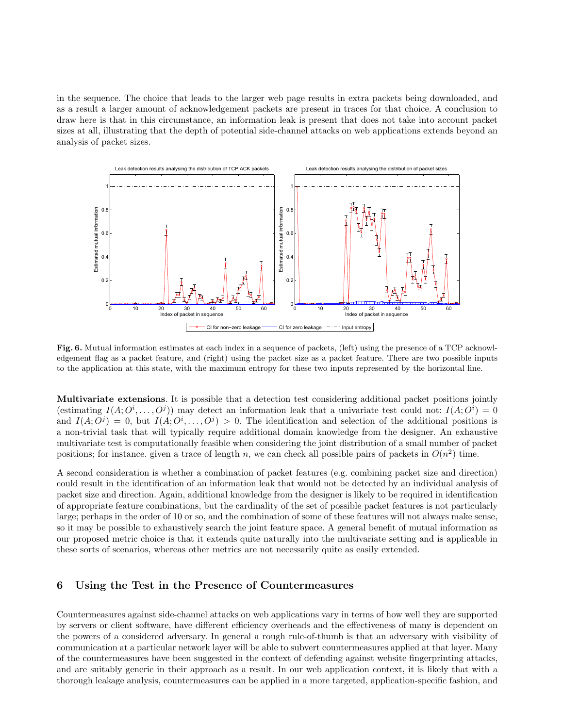in the sequence. The choice that leads to the larger web page results in extra packets being downloaded, and as a result a larger amount of acknowledgement packets are present in traces for that choice. A conclusion to draw here is that in this circumstance, an information leak is present that does not take into account packet sizes at all, illustrating that the depth of potential side-channel attacks on web applications extends beyond an analysis of packet sizes.

**Fig. 6.** Mutual information estimates at each index in a sequence of packets, (left) using the presence of a TCP acknowledgement flag as a packet feature, and (right) using the packet size as a packet feature. There are two possible inputs to the application at this state, with the maximum entropy for these two inputs represented by the horizontal line.

**Multivariate extensions**. It is possible that a detection test considering additional packet positions jointly (estimating $I(A; O^i, \ldots, O^j)$) may detect an information leak that a univariate test could not: $I(A; O^i) = 0$ and $I(A; O^j) = 0$, but $I(A; O^i, \ldots, O^j) > 0$. The identification and selection of the additional positions is a non-trivial task that will typically require additional domain knowledge from the designer. An exhaustive multivariate test is computationally feasible when considering the joint distribution of a small number of packet positions; for instance. given a trace of length $n$, we can check all possible pairs of packets in $O(n^2)$ time.

A second consideration is whether a combination of packet features (e.g. combining packet size and direction) could result in the identification of an information leak that would not be detected by an individual analysis of packet size and direction. Again, additional knowledge from the designer is likely to be required in identification of appropriate feature combinations, but the cardinality of the set of possible packet features is not particularly large; perhaps in the order of 10 or so, and the combination of some of these features will not always make sense, so it may be possible to exhaustively search the joint feature space. A general benefit of mutual information as our proposed metric choice is that it extends quite naturally into the multivariate setting and is applicable in these sorts of scenarios, whereas other metrics are not necessarily quite as easily extended.

## 6 Using the Test in the Presence of Countermeasures

Countermeasures against side-channel attacks on web applications vary in terms of how well they are supported by servers or client software, have different efficiency overheads and the effectiveness of many is dependent on the powers of a considered adversary. In general a rough rule-of-thumb is that an adversary with visibility of communication at a particular network layer will be able to subvert countermeasures applied at that layer. Many of the countermeasures have been suggested in the context of defending against website fingerprinting attacks, and are suitably generic in their approach as a result. In our web application context, it is likely that with a thorough leakage analysis, countermeasures can be applied in a more targeted, application-specific fashion, and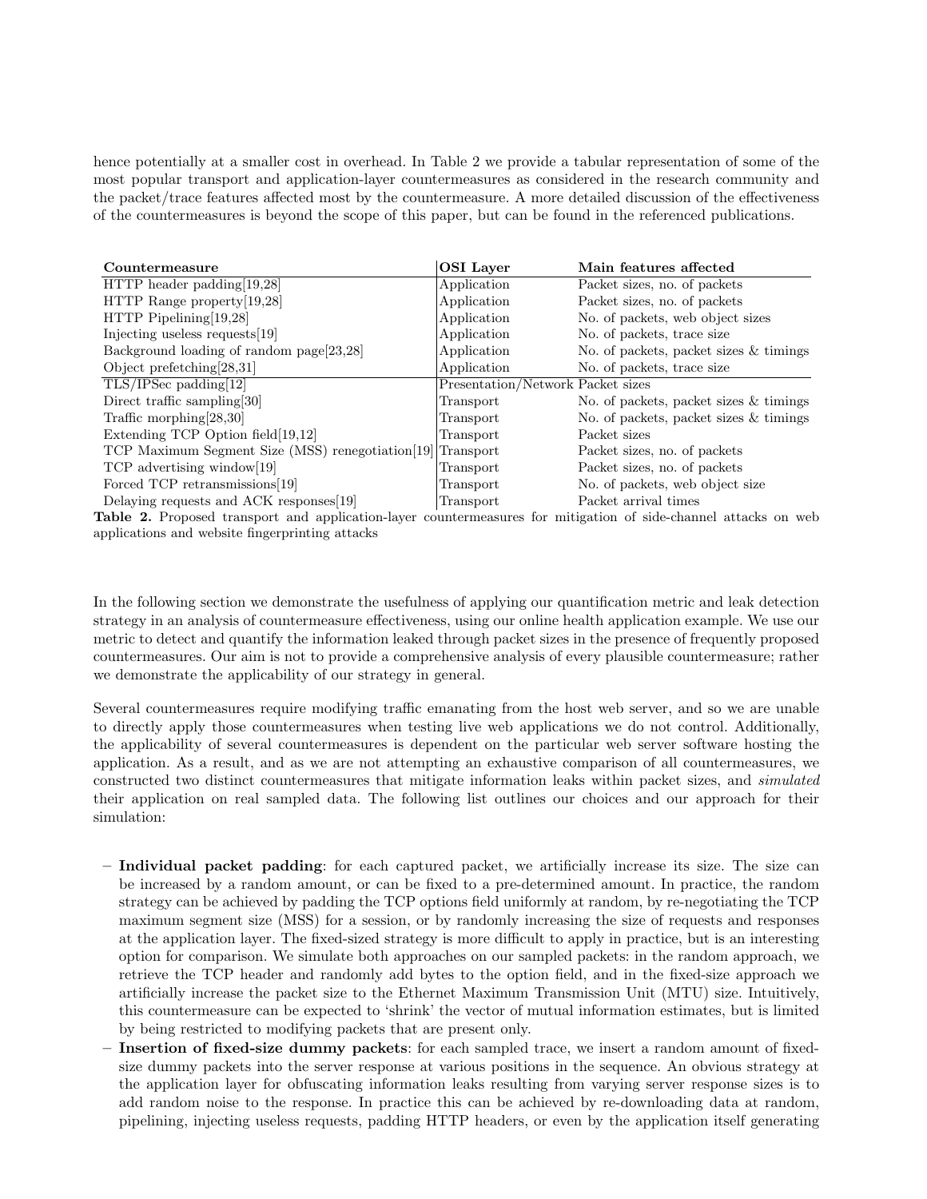hence potentially at a smaller cost in overhead. In Table 2 we provide a tabular representation of some of the most popular transport and application-layer countermeasures as considered in the research community and the packet/trace features affected most by the countermeasure. A more detailed discussion of the effectiveness of the countermeasures is beyond the scope of this paper, but can be found in the referenced publications.

| Countermeasure | OSI Layer | Main features affected |
|---|---|---|
| HTTP header padding[19,28] | Application | Packet sizes, no. of packets |
| HTTP Range property[19,28] | Application | Packet sizes, no. of packets |
| HTTP Pipelining[19,28] | Application | No. of packets, web object sizes |
| Injecting useless requests[19] | Application | No. of packets, trace size |
| Background loading of random page[23,28] | Application | No. of packets, packet sizes & timings |
| Object prefetching[28,31] | Application | No. of packets, trace size |
| TLS/IPSec padding[12] | Presentation/Network | Packet sizes |
| Direct traffic sampling[30] | Transport | No. of packets, packet sizes & timings |
| Traffic morphing[28,30] | Transport | No. of packets, packet sizes & timings |
| Extending TCP Option field[19,12] | Transport | Packet sizes |
| TCP Maximum Segment Size (MSS) renegotiation[19] | Transport | Packet sizes, no. of packets |
| TCP advertising window[19] | Transport | Packet sizes, no. of packets |
| Forced TCP retransmissions[19] | Transport | No. of packets, web object size |
| Delaying requests and ACK responses[19] | Transport | Packet arrival times |

**Table 2.** Proposed transport and application-layer countermeasures for mitigation of side-channel attacks on web applications and website fingerprinting attacks

In the following section we demonstrate the usefulness of applying our quantification metric and leak detection strategy in an analysis of countermeasure effectiveness, using our online health application example. We use our metric to detect and quantify the information leaked through packet sizes in the presence of frequently proposed countermeasures. Our aim is not to provide a comprehensive analysis of every plausible countermeasure; rather we demonstrate the applicability of our strategy in general.

Several countermeasures require modifying traffic emanating from the host web server, and so we are unable to directly apply those countermeasures when testing live web applications we do not control. Additionally, the applicability of several countermeasures is dependent on the particular web server software hosting the application. As a result, and as we are not attempting an exhaustive comparison of all countermeasures, we constructed two distinct countermeasures that mitigate information leaks within packet sizes, and *simulated* their application on real sampled data. The following list outlines our choices and our approach for their simulation:

- **Individual packet padding**: for each captured packet, we artificially increase its size. The size can be increased by a random amount, or can be fixed to a pre-determined amount. In practice, the random strategy can be achieved by padding the TCP options field uniformly at random, by re-negotiating the TCP maximum segment size (MSS) for a session, or by randomly increasing the size of requests and responses at the application layer. The fixed-sized strategy is more difficult to apply in practice, but is an interesting option for comparison. We simulate both approaches on our sampled packets: in the random approach, we retrieve the TCP header and randomly add bytes to the option field, and in the fixed-size approach we artificially increase the packet size to the Ethernet Maximum Transmission Unit (MTU) size. Intuitively, this countermeasure can be expected to 'shrink' the vector of mutual information estimates, but is limited by being restricted to modifying packets that are present only.
- **Insertion of fixed-size dummy packets**: for each sampled trace, we insert a random amount of fixed-size dummy packets into the server response at various positions in the sequence. An obvious strategy at the application layer for obfuscating information leaks resulting from varying server response sizes is to add random noise to the response. In practice this can be achieved by re-downloading data at random, pipelining, injecting useless requests, padding HTTP headers, or even by the application itself generating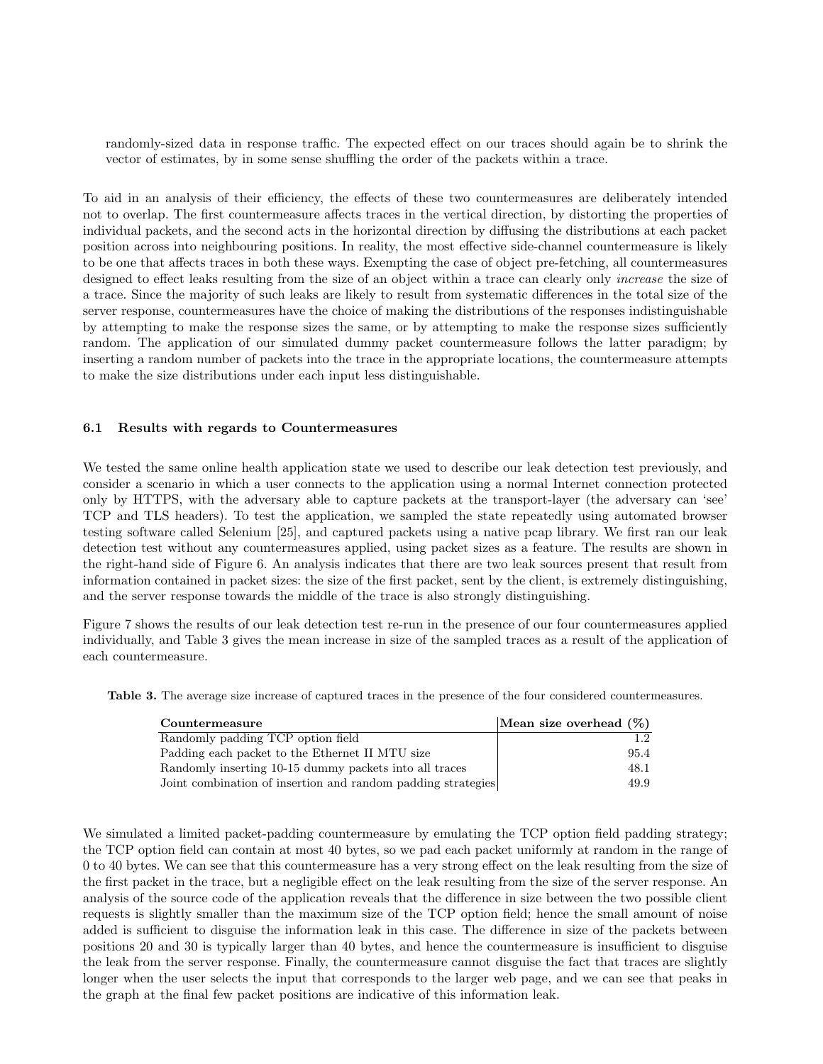randomly-sized data in response traffic. The expected effect on our traces should again be to shrink the vector of estimates, by in some sense shuffling the order of the packets within a trace.

To aid in an analysis of their efficiency, the effects of these two countermeasures are deliberately intended not to overlap. The first countermeasure affects traces in the vertical direction, by distorting the properties of individual packets, and the second acts in the horizontal direction by diffusing the distributions at each packet position across into neighbouring positions. In reality, the most effective side-channel countermeasure is likely to be one that affects traces in both these ways. Exempting the case of object pre-fetching, all countermeasures designed to effect leaks resulting from the size of an object within a trace can clearly only *increase* the size of a trace. Since the majority of such leaks are likely to result from systematic differences in the total size of the server response, countermeasures have the choice of making the distributions of the responses indistinguishable by attempting to make the response sizes the same, or by attempting to make the response sizes sufficiently random. The application of our simulated dummy packet countermeasure follows the latter paradigm; by inserting a random number of packets into the trace in the appropriate locations, the countermeasure attempts to make the size distributions under each input less distinguishable.

### 6.1 Results with regards to Countermeasures

We tested the same online health application state we used to describe our leak detection test previously, and consider a scenario in which a user connects to the application using a normal Internet connection protected only by HTTPS, with the adversary able to capture packets at the transport-layer (the adversary can 'see' TCP and TLS headers). To test the application, we sampled the state repeatedly using automated browser testing software called Selenium [25], and captured packets using a native pcap library. We first ran our leak detection test without any countermeasures applied, using packet sizes as a feature. The results are shown in the right-hand side of Figure 6. An analysis indicates that there are two leak sources present that result from information contained in packet sizes: the size of the first packet, sent by the client, is extremely distinguishing, and the server response towards the middle of the trace is also strongly distinguishing.

Figure 7 shows the results of our leak detection test re-run in the presence of our four countermeasures applied individually, and Table 3 gives the mean increase in size of the sampled traces as a result of the application of each countermeasure.

**Table 3.** The average size increase of captured traces in the presence of the four considered countermeasures.

| Countermeasure | Mean size overhead (%) |
|---|---|
| Randomly padding TCP option field | 1.2 |
| Padding each packet to the Ethernet II MTU size | 95.4 |
| Randomly inserting 10-15 dummy packets into all traces | 48.1 |
| Joint combination of insertion and random padding strategies | 49.9 |

We simulated a limited packet-padding countermeasure by emulating the TCP option field padding strategy; the TCP option field can contain at most 40 bytes, so we pad each packet uniformly at random in the range of 0 to 40 bytes. We can see that this countermeasure has a very strong effect on the leak resulting from the size of the first packet in the trace, but a negligible effect on the leak resulting from the size of the server response. An analysis of the source code of the application reveals that the difference in size between the two possible client requests is slightly smaller than the maximum size of the TCP option field; hence the small amount of noise added is sufficient to disguise the information leak in this case. The difference in size of the packets between positions 20 and 30 is typically larger than 40 bytes, and hence the countermeasure is insufficient to disguise the leak from the server response. Finally, the countermeasure cannot disguise the fact that traces are slightly longer when the user selects the input that corresponds to the larger web page, and we can see that peaks in the graph at the final few packet positions are indicative of this information leak.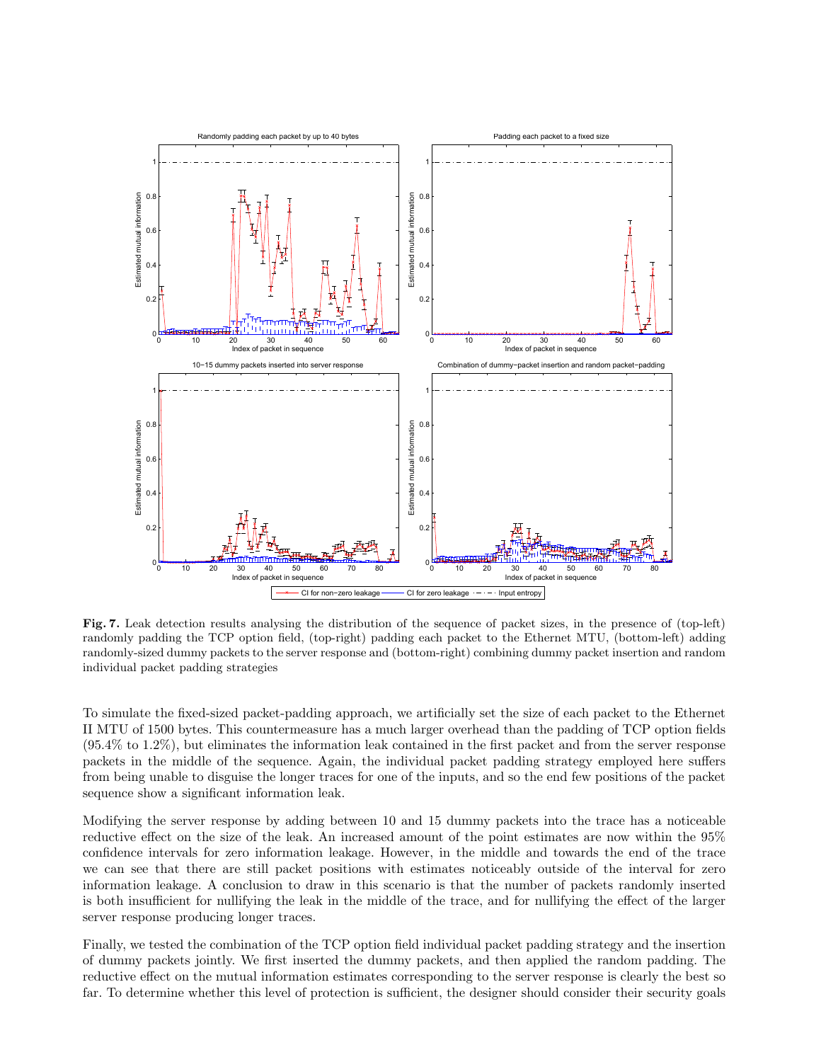**Fig. 7.** Leak detection results analysing the distribution of the sequence of packet sizes, in the presence of (top-left) randomly padding the TCP option field, (top-right) padding each packet to the Ethernet MTU, (bottom-left) adding randomly-sized dummy packets to the server response and (bottom-right) combining dummy packet insertion and random individual packet padding strategies

To simulate the fixed-sized packet-padding approach, we artificially set the size of each packet to the Ethernet II MTU of 1500 bytes. This countermeasure has a much larger overhead than the padding of TCP option fields (95.4% to 1.2%), but eliminates the information leak contained in the first packet and from the server response packets in the middle of the sequence. Again, the individual packet padding strategy employed here suffers from being unable to disguise the longer traces for one of the inputs, and so the end few positions of the packet sequence show a significant information leak.

Modifying the server response by adding between 10 and 15 dummy packets into the trace has a noticeable reductive effect on the size of the leak. An increased amount of the point estimates are now within the 95% confidence intervals for zero information leakage. However, in the middle and towards the end of the trace we can see that there are still packet positions with estimates noticeably outside of the interval for zero information leakage. A conclusion to draw in this scenario is that the number of packets randomly inserted is both insufficient for nullifying the leak in the middle of the trace, and for nullifying the effect of the larger server response producing longer traces.

Finally, we tested the combination of the TCP option field individual packet padding strategy and the insertion of dummy packets jointly. We first inserted the dummy packets, and then applied the random padding. The reductive effect on the mutual information estimates corresponding to the server response is clearly the best so far. To determine whether this level of protection is sufficient, the designer should consider their security goals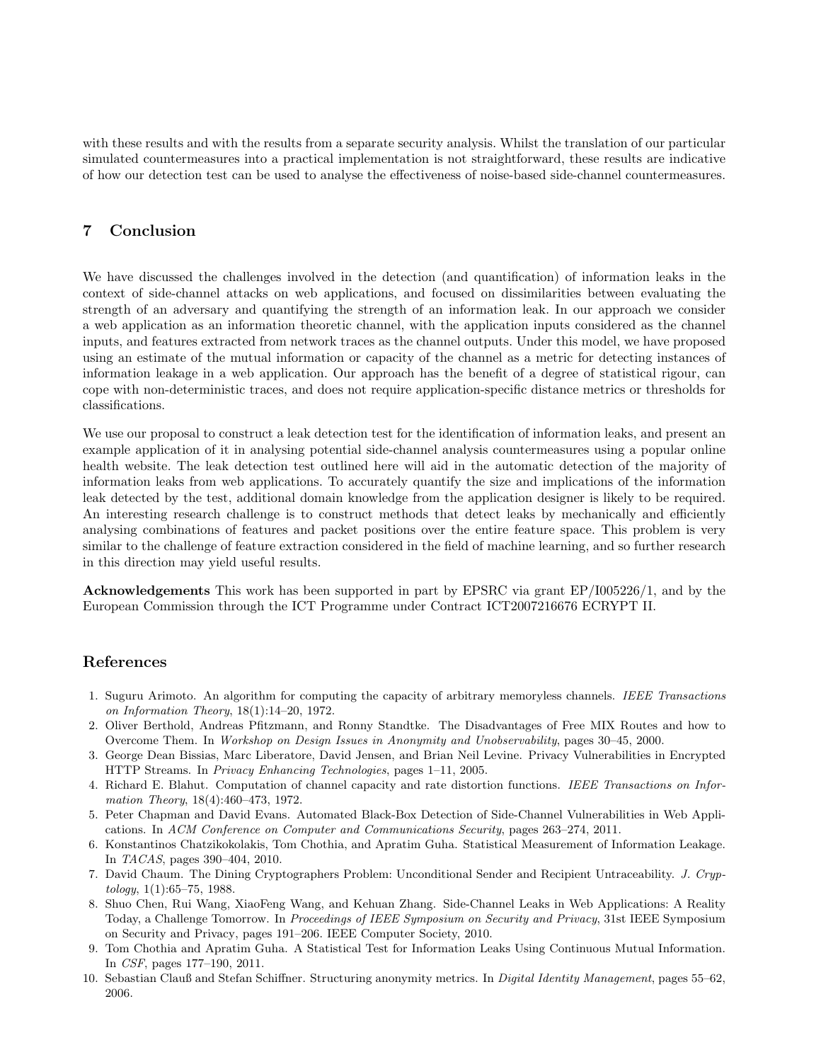with these results and with the results from a separate security analysis. Whilst the translation of our particular simulated countermeasures into a practical implementation is not straightforward, these results are indicative of how our detection test can be used to analyse the effectiveness of noise-based side-channel countermeasures.

## 7 Conclusion

We have discussed the challenges involved in the detection (and quantification) of information leaks in the context of side-channel attacks on web applications, and focused on dissimilarities between evaluating the strength of an adversary and quantifying the strength of an information leak. In our approach we consider a web application as an information theoretic channel, with the application inputs considered as the channel inputs, and features extracted from network traces as the channel outputs. Under this model, we have proposed using an estimate of the mutual information or capacity of the channel as a metric for detecting instances of information leakage in a web application. Our approach has the benefit of a degree of statistical rigour, can cope with non-deterministic traces, and does not require application-specific distance metrics or thresholds for classifications.

We use our proposal to construct a leak detection test for the identification of information leaks, and present an example application of it in analysing potential side-channel analysis countermeasures using a popular online health website. The leak detection test outlined here will aid in the automatic detection of the majority of information leaks from web applications. To accurately quantify the size and implications of the information leak detected by the test, additional domain knowledge from the application designer is likely to be required. An interesting research challenge is to construct methods that detect leaks by mechanically and efficiently analysing combinations of features and packet positions over the entire feature space. This problem is very similar to the challenge of feature extraction considered in the field of machine learning, and so further research in this direction may yield useful results.

**Acknowledgements** This work has been supported in part by EPSRC via grant EP/I005226/1, and by the European Commission through the ICT Programme under Contract ICT2007216676 ECRYPT II.

## References

1. Suguru Arimoto. An algorithm for computing the capacity of arbitrary memoryless channels. *IEEE Transactions on Information Theory*, 18(1):14–20, 1972.
2. Oliver Berthold, Andreas Pfitzmann, and Ronny Standtke. The Disadvantages of Free MIX Routes and how to Overcome Them. In *Workshop on Design Issues in Anonymity and Unobservability*, pages 30–45, 2000.
3. George Dean Bissias, Marc Liberatore, David Jensen, and Brian Neil Levine. Privacy Vulnerabilities in Encrypted HTTP Streams. In *Privacy Enhancing Technologies*, pages 1–11, 2005.
4. Richard E. Blahut. Computation of channel capacity and rate distortion functions. *IEEE Transactions on Information Theory*, 18(4):460–473, 1972.
5. Peter Chapman and David Evans. Automated Black-Box Detection of Side-Channel Vulnerabilities in Web Applications. In *ACM Conference on Computer and Communications Security*, pages 263–274, 2011.
6. Konstantinos Chatzikokolakis, Tom Chothia, and Apratim Guha. Statistical Measurement of Information Leakage. In *TACAS*, pages 390–404, 2010.
7. David Chaum. The Dining Cryptographers Problem: Unconditional Sender and Recipient Untraceability. *J. Cryptology*, 1(1):65–75, 1988.
8. Shuo Chen, Rui Wang, XiaoFeng Wang, and Kehuan Zhang. Side-Channel Leaks in Web Applications: A Reality Today, a Challenge Tomorrow. In *Proceedings of IEEE Symposium on Security and Privacy*, 31st IEEE Symposium on Security and Privacy, pages 191–206. IEEE Computer Society, 2010.
9. Tom Chothia and Apratim Guha. A Statistical Test for Information Leaks Using Continuous Mutual Information. In *CSF*, pages 177–190, 2011.
10. Sebastian Clauß and Stefan Schiffner. Structuring anonymity metrics. In *Digital Identity Management*, pages 55–62, 2006.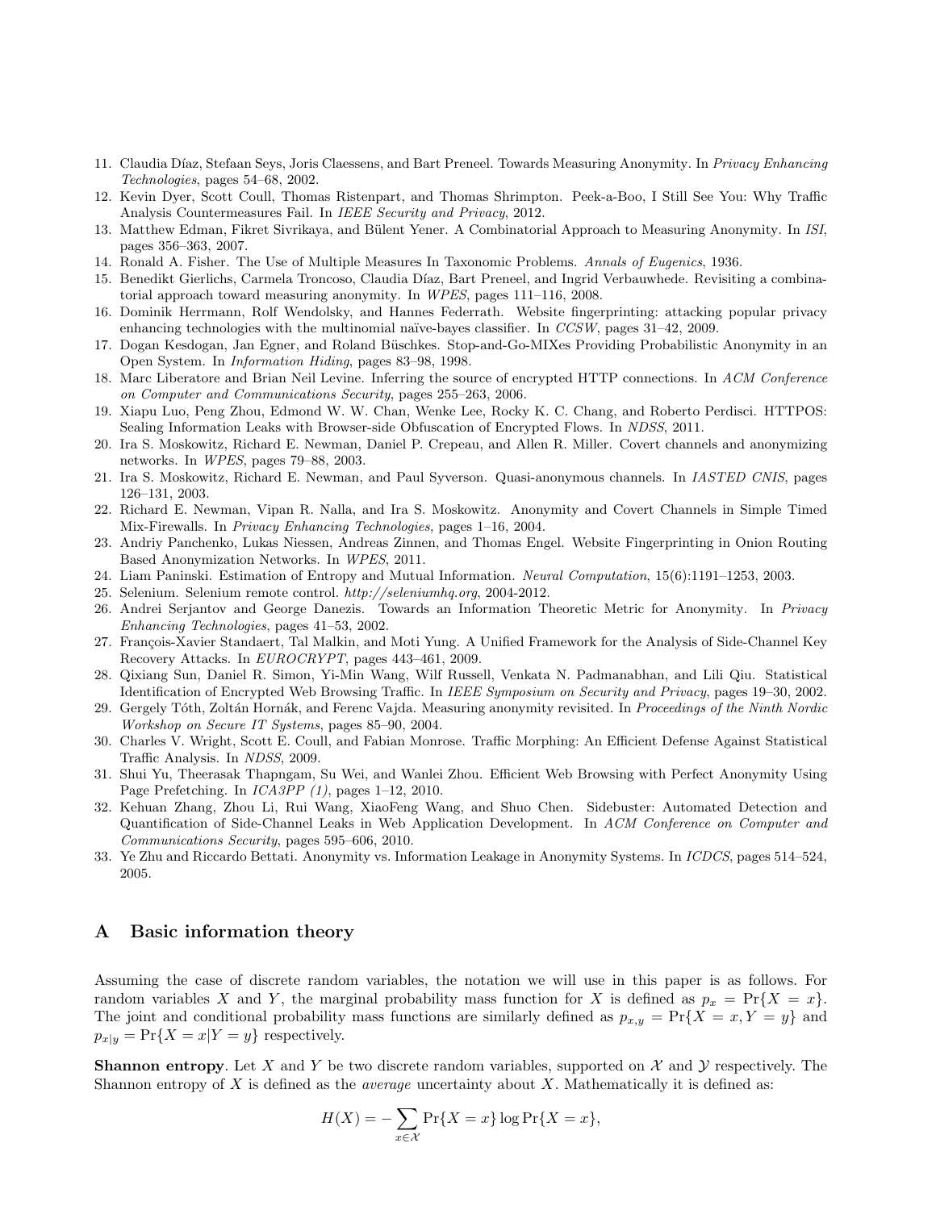11. Claudia Díaz, Stefaan Seys, Joris Claessens, and Bart Preneel. Towards Measuring Anonymity. In *Privacy Enhancing Technologies*, pages 54–68, 2002.
12. Kevin Dyer, Scott Coull, Thomas Ristenpart, and Thomas Shrimpton. Peek-a-Boo, I Still See You: Why Traffic Analysis Countermeasures Fail. In *IEEE Security and Privacy*, 2012.
13. Matthew Edman, Fikret Sivrikaya, and Bülent Yener. A Combinatorial Approach to Measuring Anonymity. In *ISI*, pages 356–363, 2007.
14. Ronald A. Fisher. The Use of Multiple Measures In Taxonomic Problems. *Annals of Eugenics*, 1936.
15. Benedikt Gierlichs, Carmela Troncoso, Claudia Díaz, Bart Preneel, and Ingrid Verbauwhede. Revisiting a combinatorial approach toward measuring anonymity. In *WPES*, pages 111–116, 2008.
16. Dominik Herrmann, Rolf Wendolsky, and Hannes Federrath. Website fingerprinting: attacking popular privacy enhancing technologies with the multinomial naïve-bayes classifier. In *CCSW*, pages 31–42, 2009.
17. Dogan Kesdogan, Jan Egner, and Roland Büschkes. Stop-and-Go-MIXes Providing Probabilistic Anonymity in an Open System. In *Information Hiding*, pages 83–98, 1998.
18. Marc Liberatore and Brian Neil Levine. Inferring the source of encrypted HTTP connections. In *ACM Conference on Computer and Communications Security*, pages 255–263, 2006.
19. Xiapu Luo, Peng Zhou, Edmond W. W. Chan, Wenke Lee, Rocky K. C. Chang, and Roberto Perdisci. HTTPOS: Sealing Information Leaks with Browser-side Obfuscation of Encrypted Flows. In *NDSS*, 2011.
20. Ira S. Moskowitz, Richard E. Newman, Daniel P. Crepeau, and Allen R. Miller. Covert channels and anonymizing networks. In *WPES*, pages 79–88, 2003.
21. Ira S. Moskowitz, Richard E. Newman, and Paul Syverson. Quasi-anonymous channels. In *IASTED CNIS*, pages 126–131, 2003.
22. Richard E. Newman, Vipan R. Nalla, and Ira S. Moskowitz. Anonymity and Covert Channels in Simple Timed Mix-Firewalls. In *Privacy Enhancing Technologies*, pages 1–16, 2004.
23. Andriy Panchenko, Lukas Niessen, Andreas Zinnen, and Thomas Engel. Website Fingerprinting in Onion Routing Based Anonymization Networks. In *WPES*, 2011.
24. Liam Paninski. Estimation of Entropy and Mutual Information. *Neural Computation*, 15(6):1191–1253, 2003.
25. Selenium. Selenium remote control. *http://seleniumhq.org*, 2004-2012.
26. Andrei Serjantov and George Danezis. Towards an Information Theoretic Metric for Anonymity. In *Privacy Enhancing Technologies*, pages 41–53, 2002.
27. François-Xavier Standaert, Tal Malkin, and Moti Yung. A Unified Framework for the Analysis of Side-Channel Key Recovery Attacks. In *EUROCRYPT*, pages 443–461, 2009.
28. Qixiang Sun, Daniel R. Simon, Yi-Min Wang, Wilf Russell, Venkata N. Padmanabhan, and Lili Qiu. Statistical Identification of Encrypted Web Browsing Traffic. In *IEEE Symposium on Security and Privacy*, pages 19–30, 2002.
29. Gergely Tóth, Zoltán Hornák, and Ferenc Vajda. Measuring anonymity revisited. In *Proceedings of the Ninth Nordic Workshop on Secure IT Systems*, pages 85–90, 2004.
30. Charles V. Wright, Scott E. Coull, and Fabian Monrose. Traffic Morphing: An Efficient Defense Against Statistical Traffic Analysis. In *NDSS*, 2009.
31. Shui Yu, Theerasak Thapngam, Su Wei, and Wanlei Zhou. Efficient Web Browsing with Perfect Anonymity Using Page Prefetching. In *ICA3PP (1)*, pages 1–12, 2010.
32. Kehuan Zhang, Zhou Li, Rui Wang, XiaoFeng Wang, and Shuo Chen. Sidebuster: Automated Detection and Quantification of Side-Channel Leaks in Web Application Development. In *ACM Conference on Computer and Communications Security*, pages 595–606, 2010.
33. Ye Zhu and Riccardo Bettati. Anonymity vs. Information Leakage in Anonymity Systems. In *ICDCS*, pages 514–524, 2005.

## A Basic information theory

Assuming the case of discrete random variables, the notation we will use in this paper is as follows. For random variables $X$ and $Y$, the marginal probability mass function for $X$ is defined as $p_x = \Pr\{X = x\}$. The joint and conditional probability mass functions are similarly defined as $p_{x,y} = \Pr\{X = x, Y = y\}$ and $p_{x|y} = \Pr\{X = x|Y = y\}$ respectively.

**Shannon entropy**. Let $X$ and $Y$ be two discrete random variables, supported on $\mathcal{X}$ and $\mathcal{Y}$ respectively. The Shannon entropy of $X$ is defined as the *average* uncertainty about $X$. Mathematically it is defined as:

$$H(X) = -\sum_{x \in \mathcal{X}} \Pr\{X = x\} \log \Pr\{X = x\},$$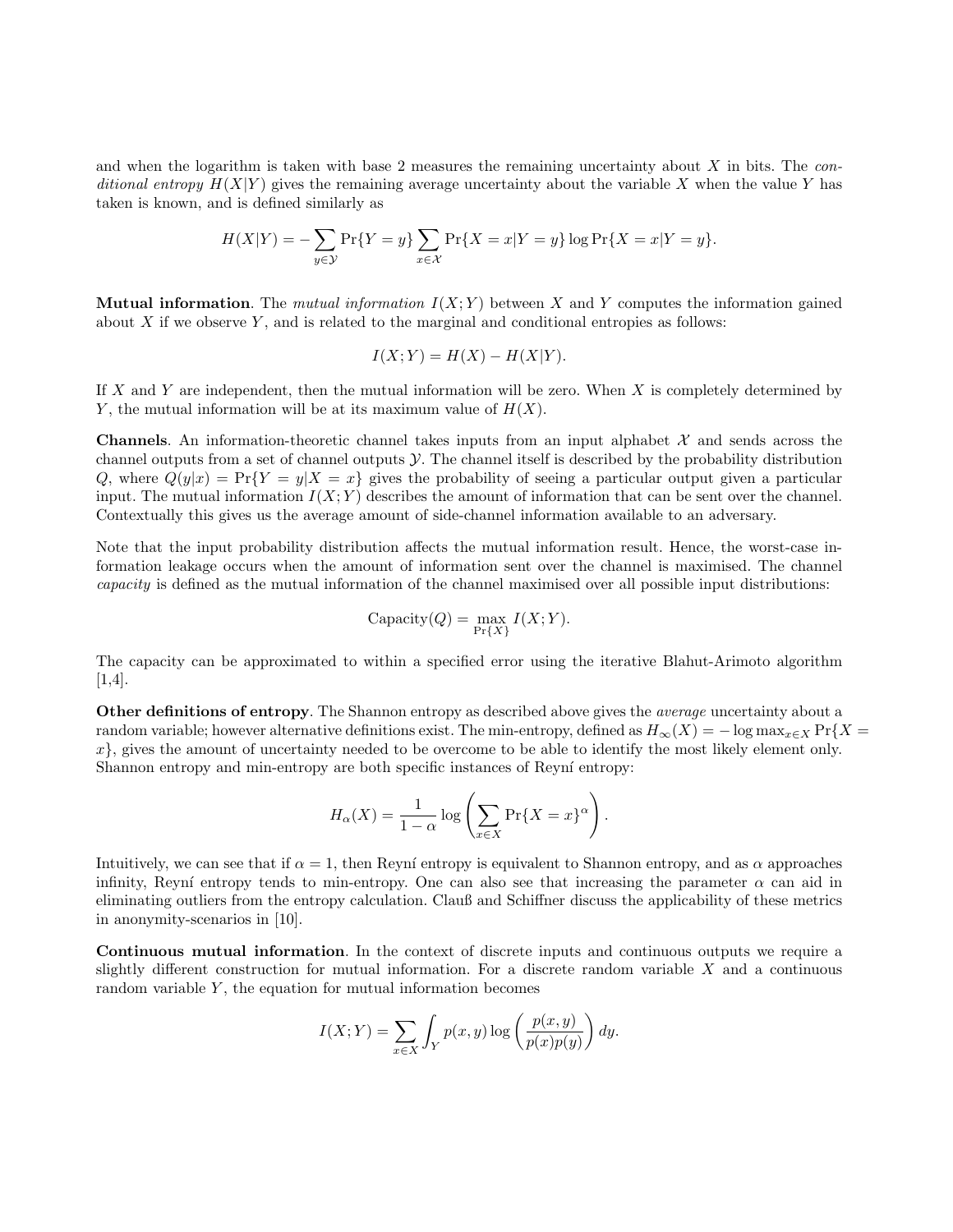and when the logarithm is taken with base 2 measures the remaining uncertainty about $X$ in bits. The *conditional entropy* $H(X|Y)$ gives the remaining average uncertainty about the variable $X$ when the value $Y$ has taken is known, and is defined similarly as

$$H(X|Y) = -\sum_{y \in \mathcal{Y}} \Pr\{Y = y\} \sum_{x \in \mathcal{X}} \Pr\{X = x|Y = y\} \log \Pr\{X = x|Y = y\}.$$

**Mutual information**. The *mutual information* $I(X;Y)$ between $X$ and $Y$ computes the information gained about $X$ if we observe $Y$, and is related to the marginal and conditional entropies as follows:

$$I(X;Y) = H(X) - H(X|Y).$$

If $X$ and $Y$ are independent, then the mutual information will be zero. When $X$ is completely determined by $Y$, the mutual information will be at its maximum value of $H(X)$.

**Channels**. An information-theoretic channel takes inputs from an input alphabet $\mathcal{X}$ and sends across the channel outputs from a set of channel outputs $\mathcal{Y}$. The channel itself is described by the probability distribution $Q$, where $Q(y|x) = \Pr\{Y = y|X = x\}$ gives the probability of seeing a particular output given a particular input. The mutual information $I(X;Y)$ describes the amount of information that can be sent over the channel. Contextually this gives us the average amount of side-channel information available to an adversary.

Note that the input probability distribution affects the mutual information result. Hence, the worst-case information leakage occurs when the amount of information sent over the channel is maximised. The channel *capacity* is defined as the mutual information of the channel maximised over all possible input distributions:

$$\text{Capacity}(Q) = \max_{\Pr\{X\}} I(X;Y).$$

The capacity can be approximated to within a specified error using the iterative Blahut-Arimoto algorithm [1,4].

**Other definitions of entropy**. The Shannon entropy as described above gives the *average* uncertainty about a random variable; however alternative definitions exist. The min-entropy, defined as $H_\infty(X) = -\log \max_{x \in X} \Pr\{X = x\}$, gives the amount of uncertainty needed to be overcome to be able to identify the most likely element only. Shannon entropy and min-entropy are both specific instances of Reyní entropy:

$$H_\alpha(X) = \frac{1}{1-\alpha} \log \left( \sum_{x \in X} \Pr\{X = x\}^\alpha \right).$$

Intuitively, we can see that if $\alpha = 1$, then Reyní entropy is equivalent to Shannon entropy, and as $\alpha$ approaches infinity, Reyní entropy tends to min-entropy. One can also see that increasing the parameter $\alpha$ can aid in eliminating outliers from the entropy calculation. Claußand Schiffner discuss the applicability of these metrics in anonymity-scenarios in [10].

**Continuous mutual information**. In the context of discrete inputs and continuous outputs we require a slightly different construction for mutual information. For a discrete random variable $X$ and a continuous random variable $Y$, the equation for mutual information becomes

$$I(X;Y) = \sum_{x \in X} \int_Y p(x,y) \log \left( \frac{p(x,y)}{p(x)p(y)} \right) dy.$$